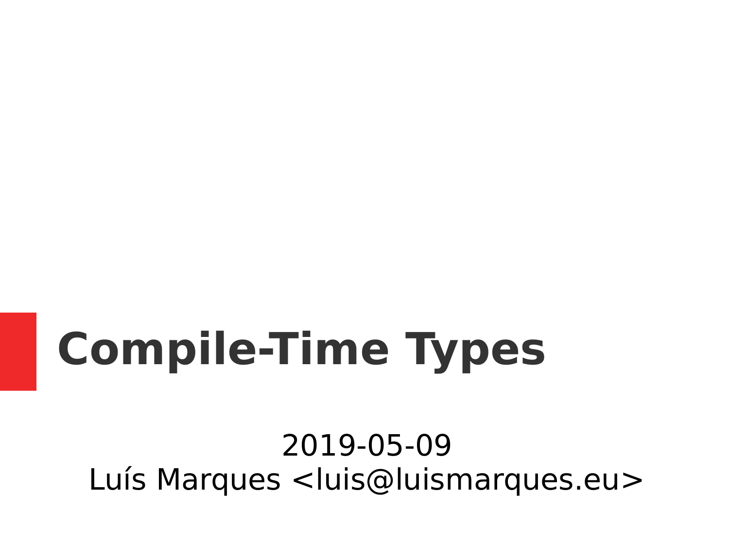# Compile-Time Types

2019-05-09

Luís Marques <luis@luismarques.eu>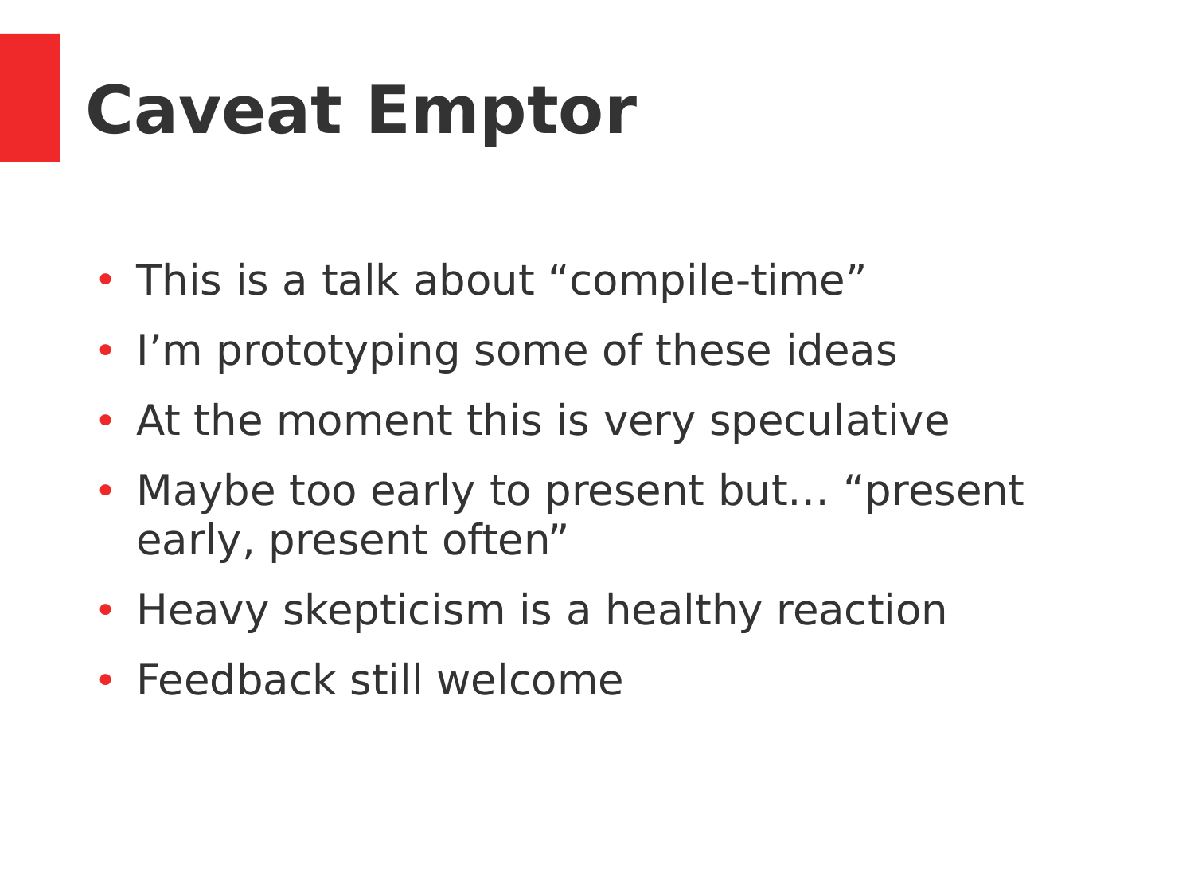# Caveat Emptor

- This is a talk about “compile-time”
- I’m prototyping some of these ideas
- At the moment this is very speculative
- Maybe too early to present but… “present early, present often”
- Heavy skepticism is a healthy reaction
- Feedback still welcome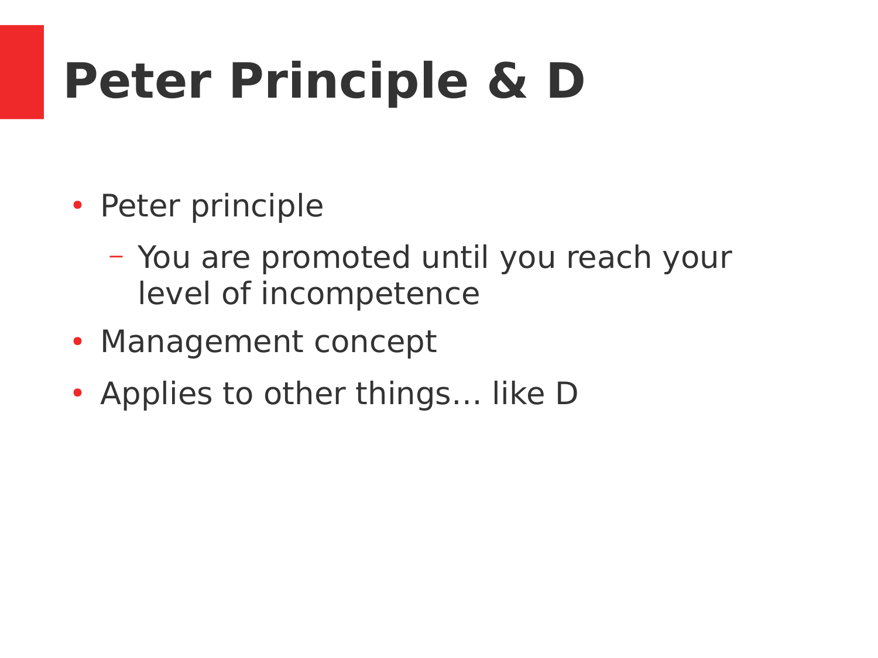# Peter Principle & D

- Peter principle
  - You are promoted until you reach your level of incompetence
- Management concept
- Applies to other things… like D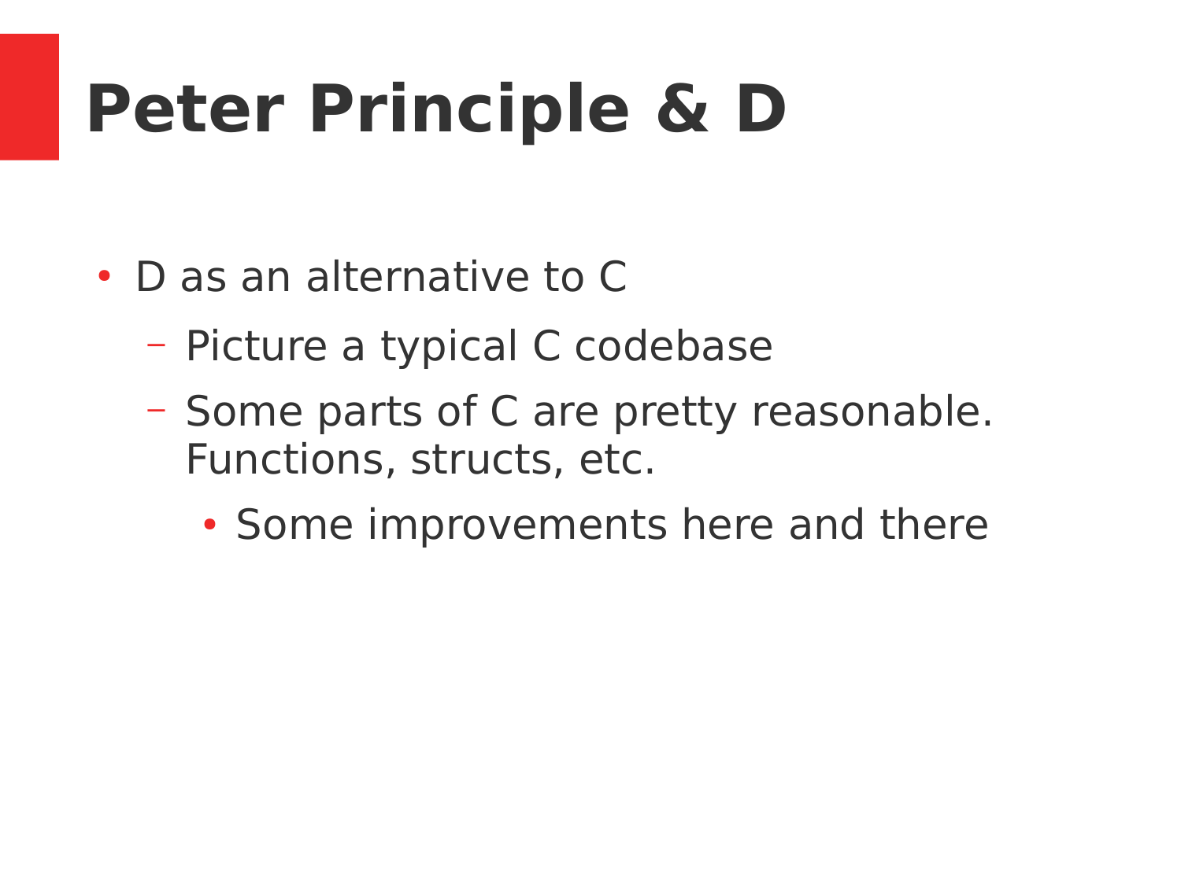# Peter Principle & D

- D as an alternative to C
  - Picture a typical C codebase
  - Some parts of C are pretty reasonable. Functions, structs, etc.
    - Some improvements here and there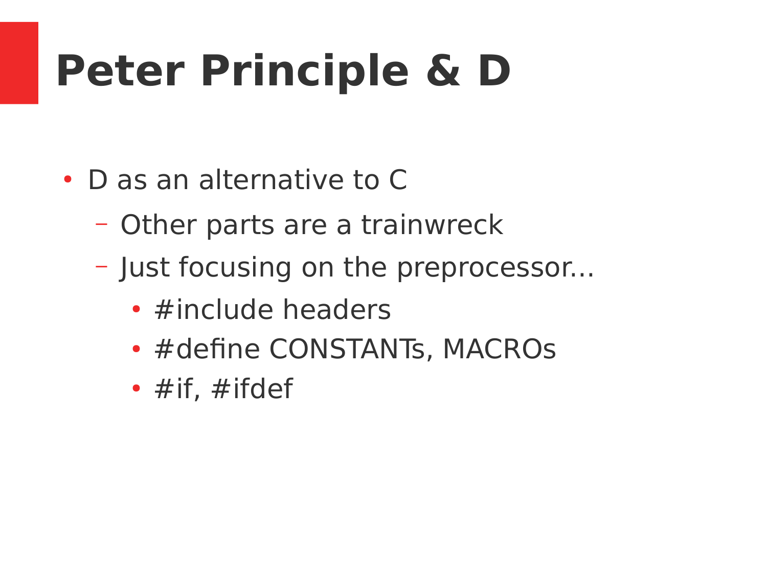# Peter Principle & D

- D as an alternative to C
  - Other parts are a trainwreck
  - Just focusing on the preprocessor...
    - #include headers
    - #define CONSTANTs, MACROs
    - #if, #ifdef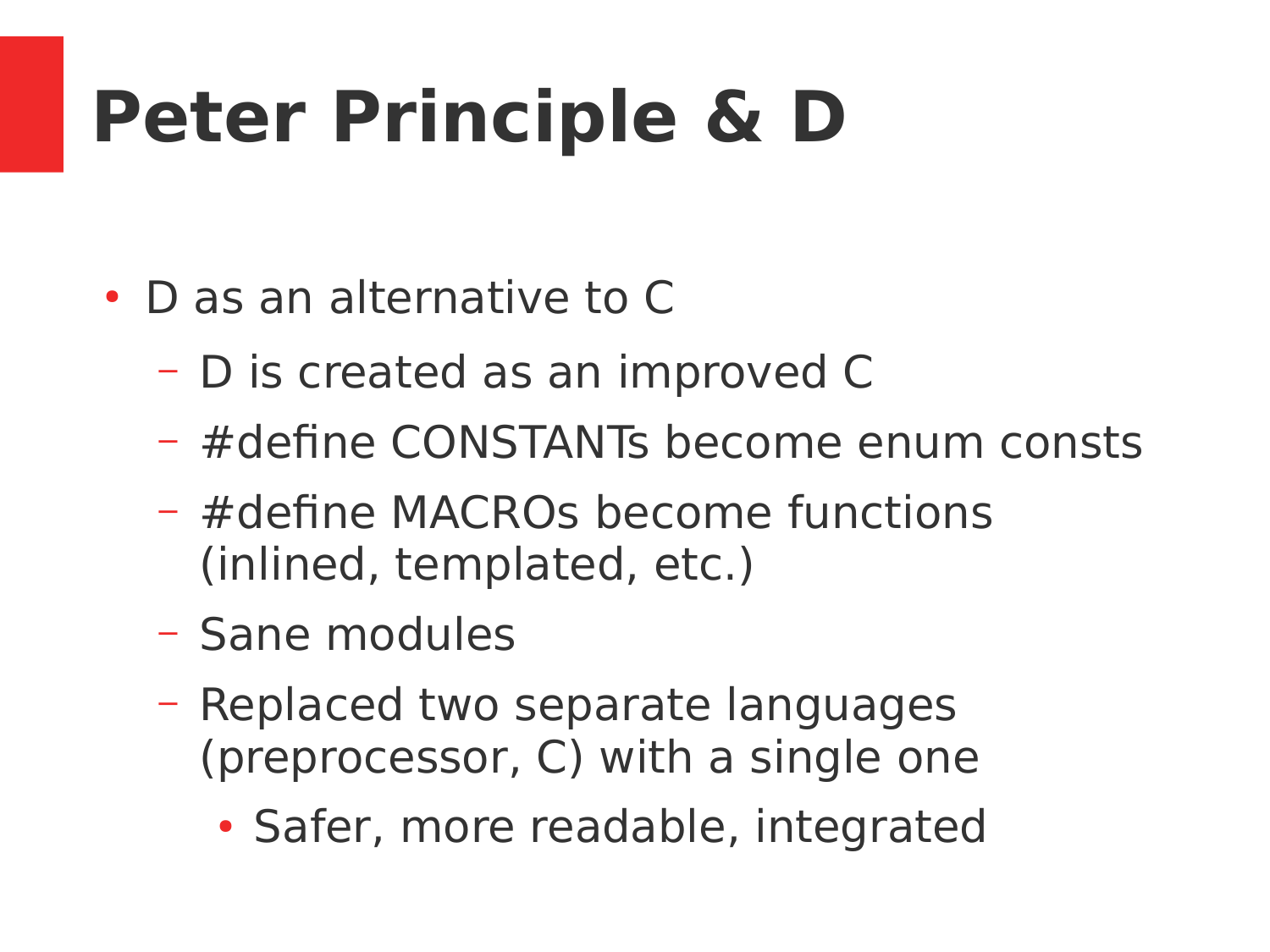# Peter Principle & D

- D as an alternative to C
  - D is created as an improved C
  - #define CONSTANTs become enum consts
  - #define MACROs become functions (inlined, templated, etc.)
  - Sane modules
  - Replaced two separate languages (preprocessor, C) with a single one
    - Safer, more readable, integrated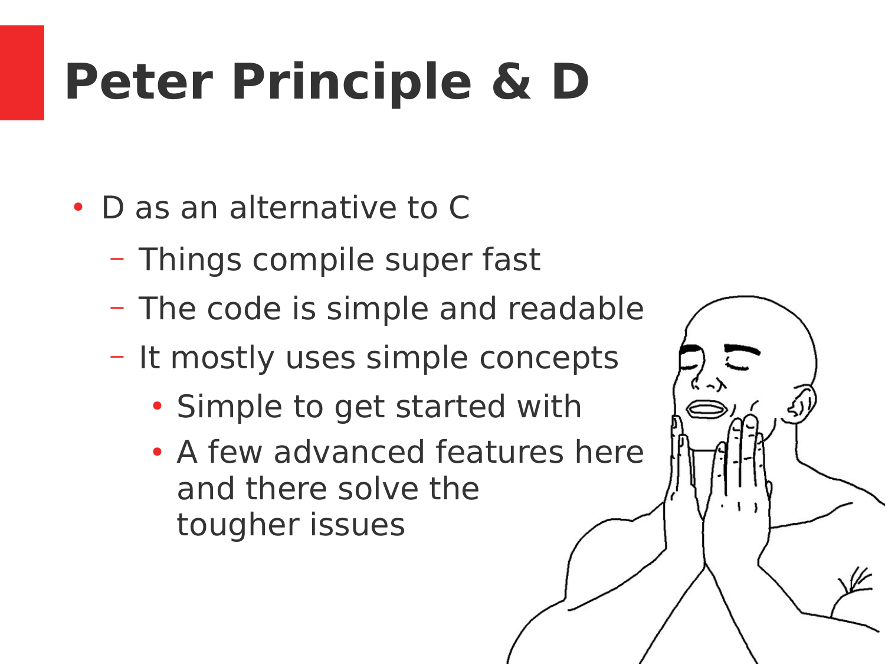# Peter Principle & D

- D as an alternative to C
  - Things compile super fast
  - The code is simple and readable
  - It mostly uses simple concepts
    - Simple to get started with
    - A few advanced features here and there solve the tougher issues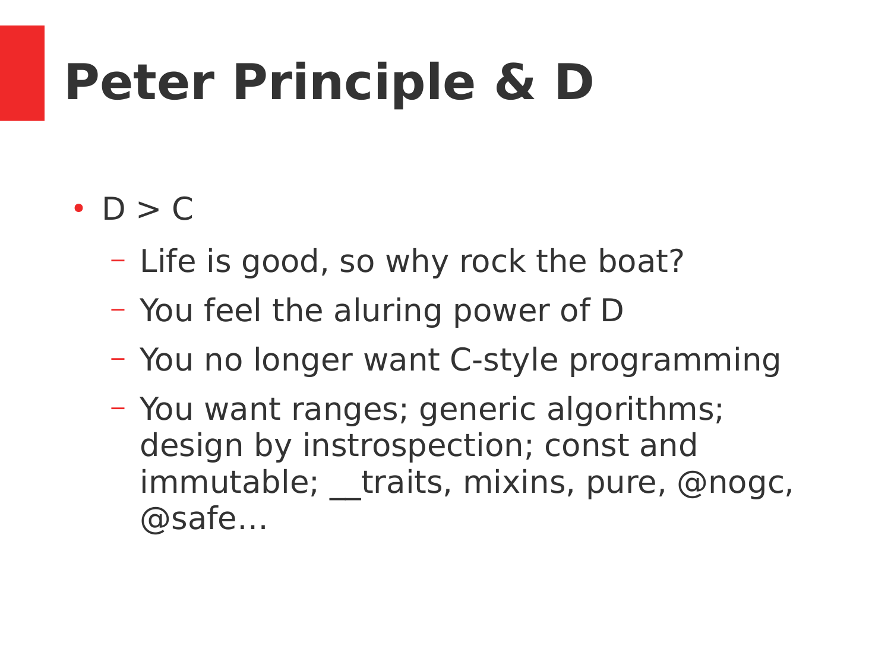# Peter Principle & D

- D > C
  - Life is good, so why rock the boat?
  - You feel the aluring power of D
  - You no longer want C-style programming
  - You want ranges; generic algorithms; design by instrospection; const and immutable; __traits, mixins, pure, @nogc, @safe…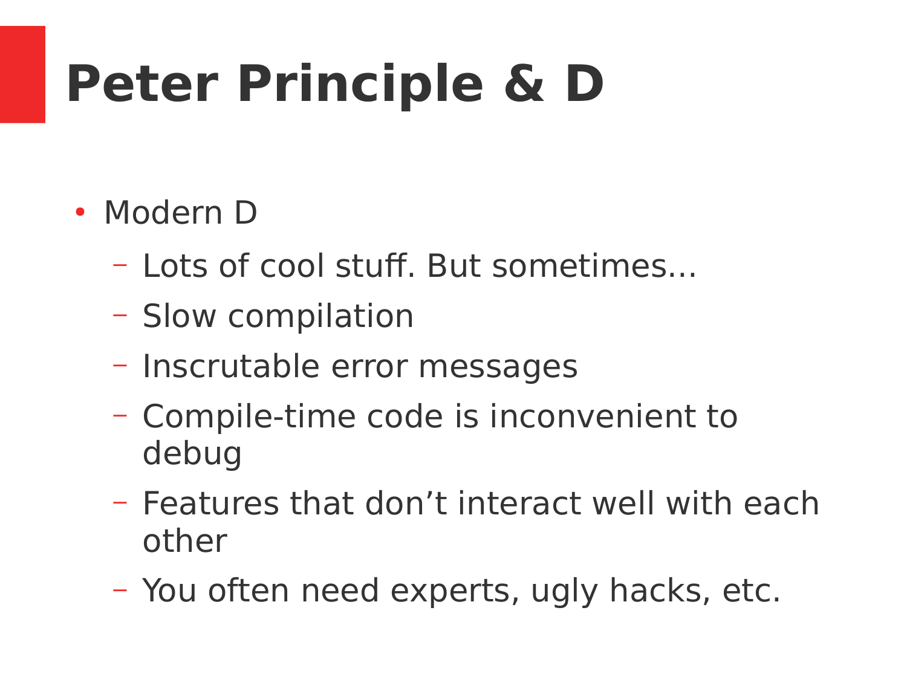# Peter Principle & D

- Modern D
  - Lots of cool stuff. But sometimes...
  - Slow compilation
  - Inscrutable error messages
  - Compile-time code is inconvenient to debug
  - Features that don’t interact well with each other
  - You often need experts, ugly hacks, etc.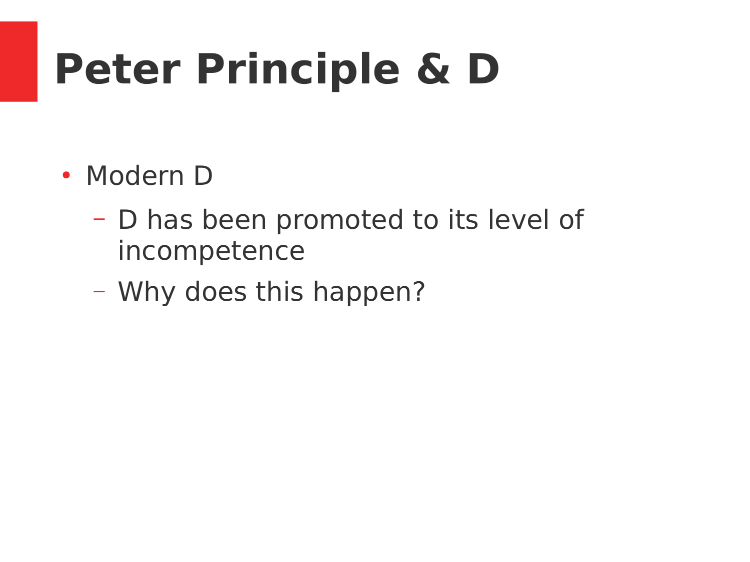# Peter Principle & D

- Modern D
  - D has been promoted to its level of incompetence
  - Why does this happen?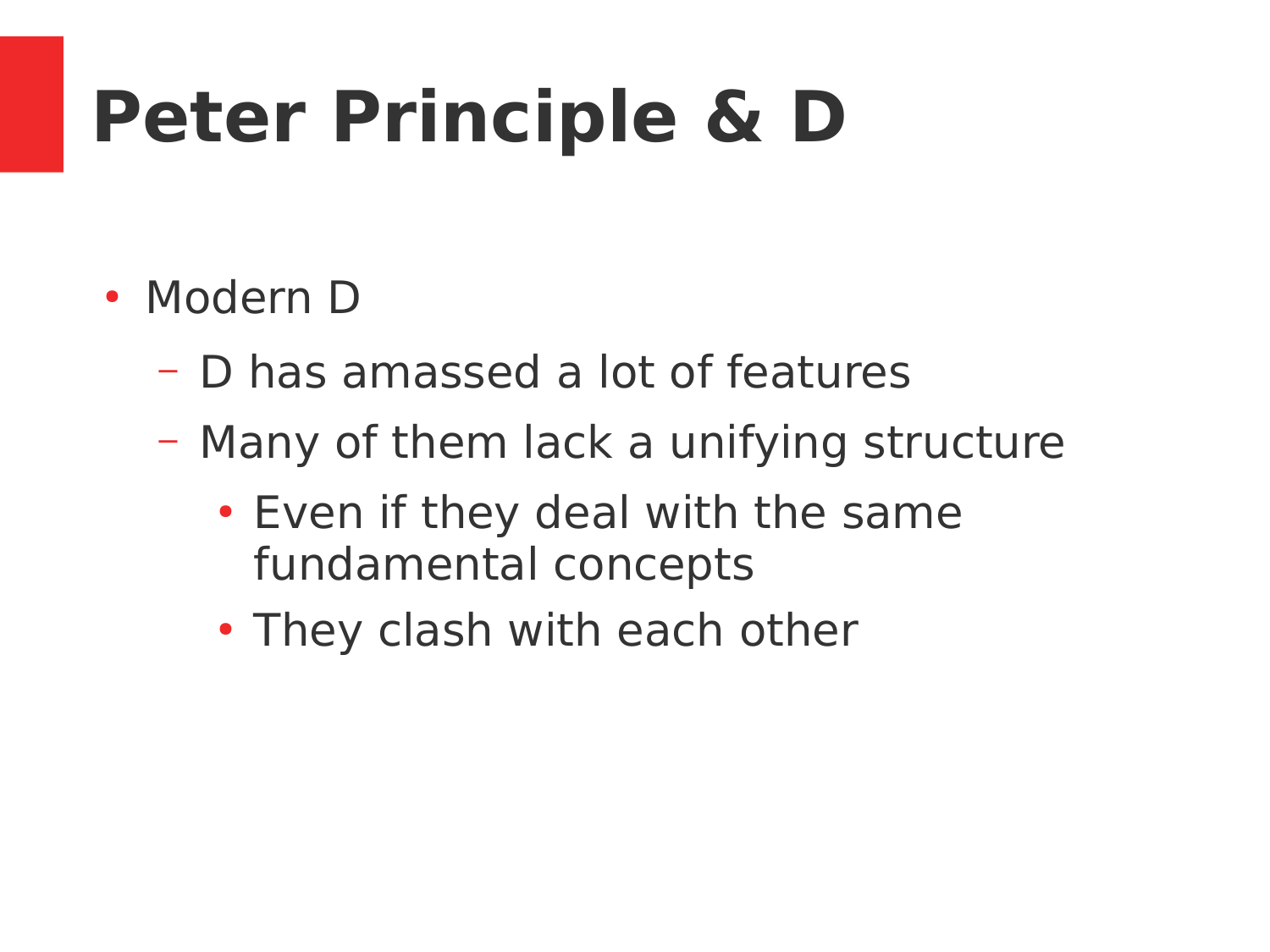# Peter Principle & D

- Modern D
  - D has amassed a lot of features
  - Many of them lack a unifying structure
    - Even if they deal with the same fundamental concepts
    - They clash with each other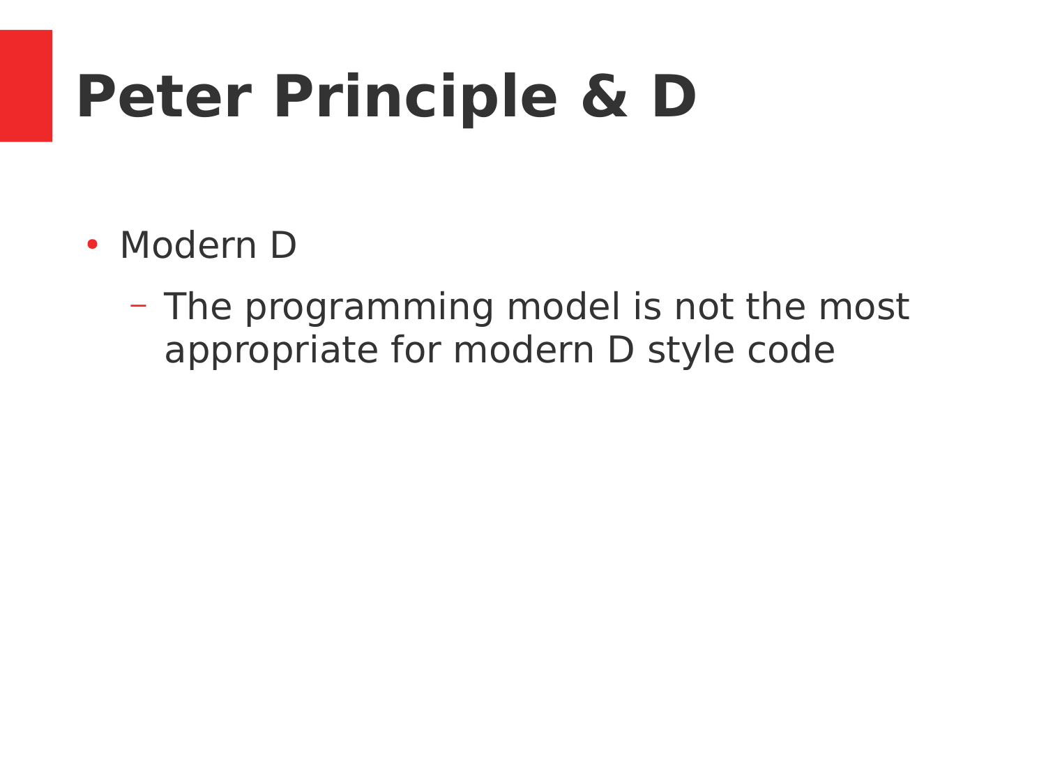# Peter Principle & D

- Modern D
  - The programming model is not the most appropriate for modern D style code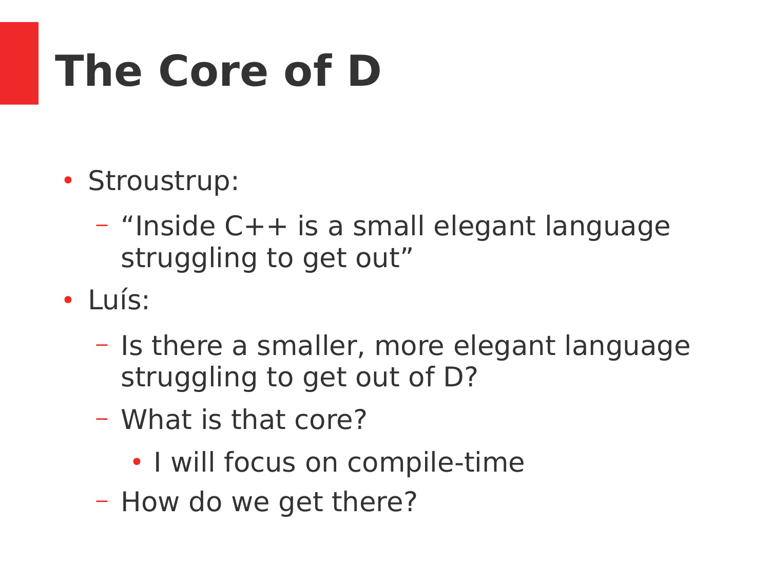# The Core of D

- Stroustrup:
  - “Inside C++ is a small elegant language struggling to get out”
- Luís:
  - Is there a smaller, more elegant language struggling to get out of D?
  - What is that core?
    - I will focus on compile-time
  - How do we get there?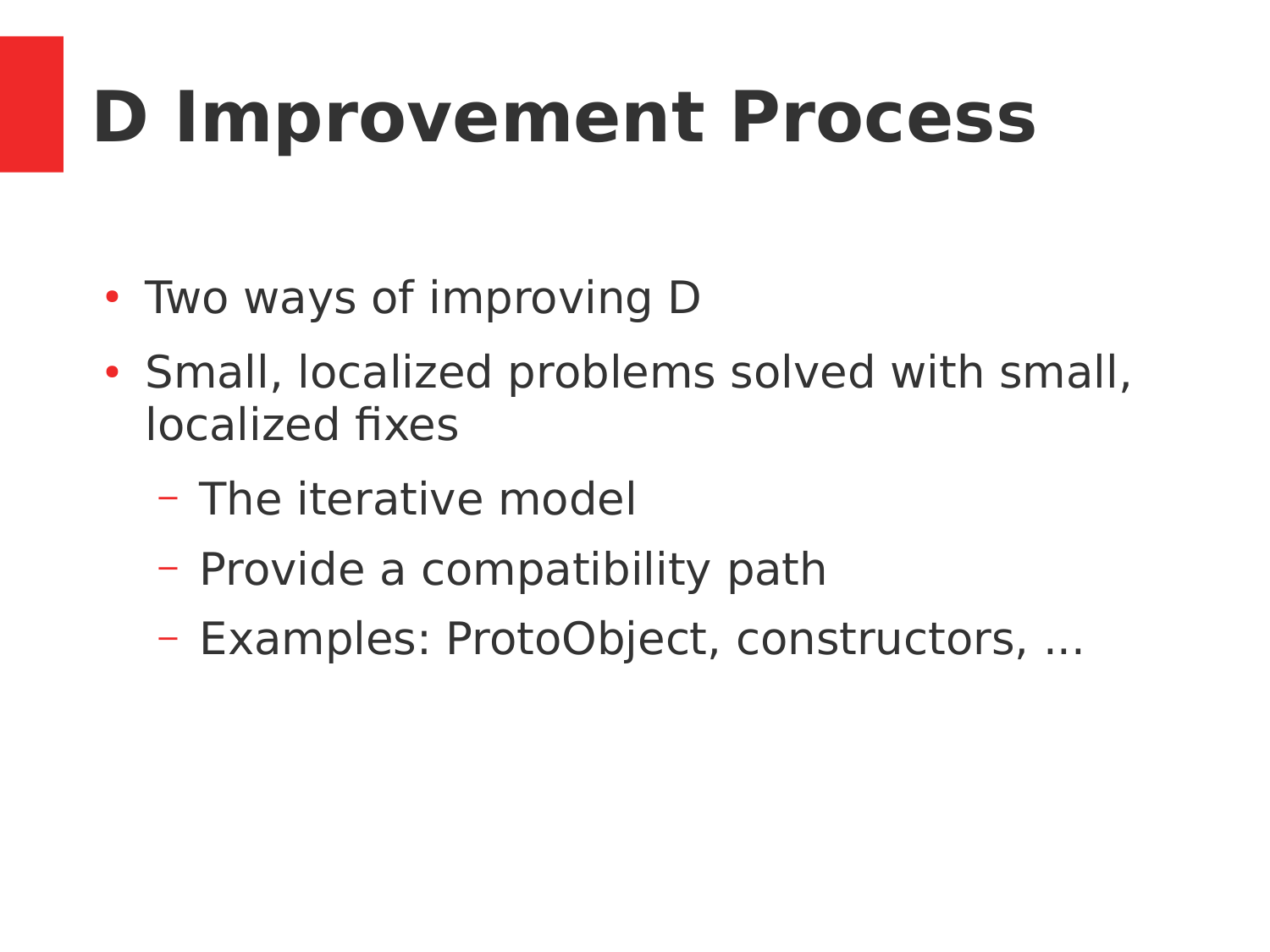# D Improvement Process

- Two ways of improving D
- Small, localized problems solved with small, localized fixes
  - The iterative model
  - Provide a compatibility path
  - Examples: ProtoObject, constructors, ...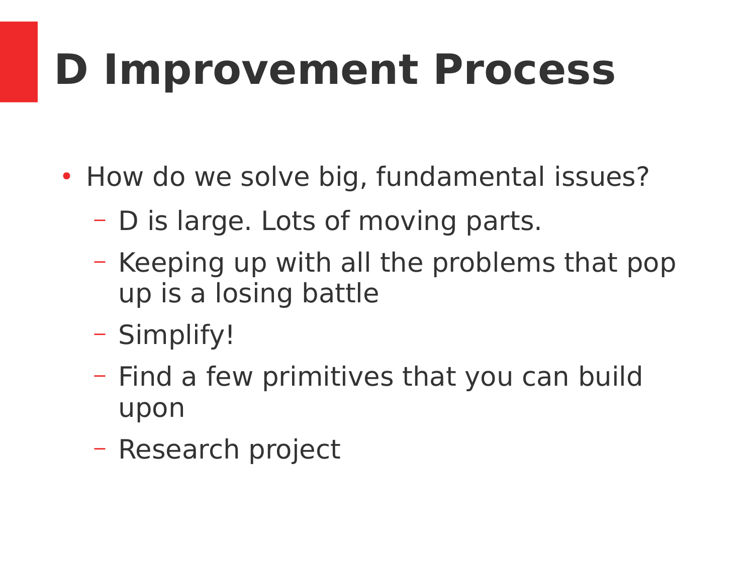# D Improvement Process

- How do we solve big, fundamental issues?
  - D is large. Lots of moving parts.
  - Keeping up with all the problems that pop up is a losing battle
  - Simplify!
  - Find a few primitives that you can build upon
  - Research project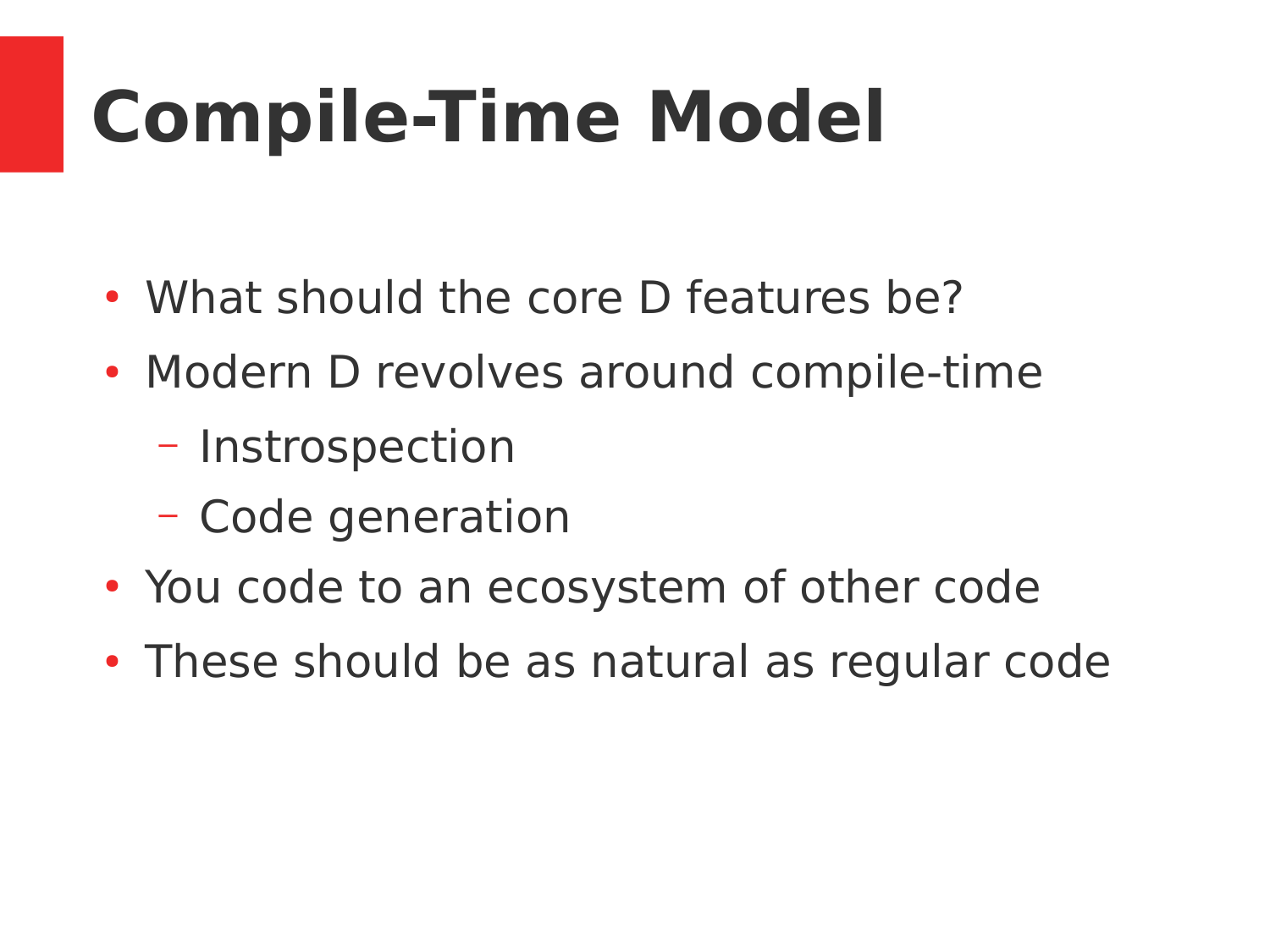# Compile-Time Model

- What should the core D features be?
- Modern D revolves around compile-time
  - Instrospection
  - Code generation
- You code to an ecosystem of other code
- These should be as natural as regular code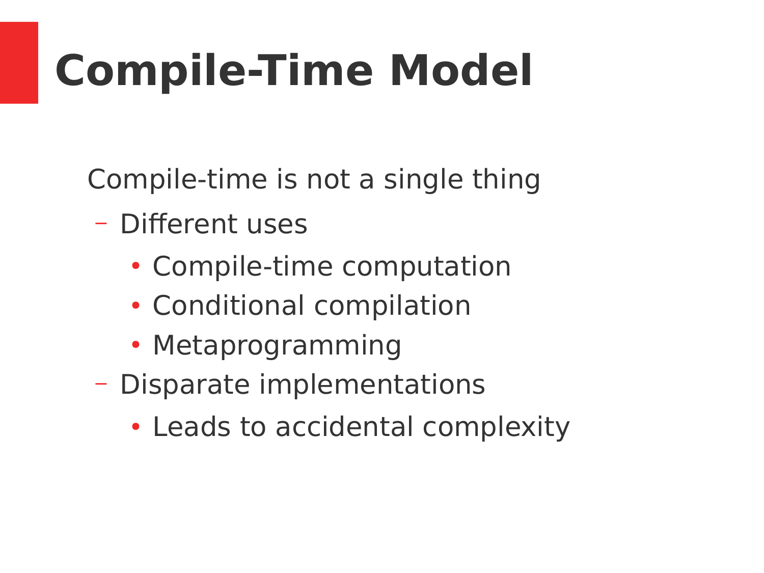# Compile-Time Model

Compile-time is not a single thing

- Different uses
  - Compile-time computation
  - Conditional compilation
  - Metaprogramming
- Disparate implementations
  - Leads to accidental complexity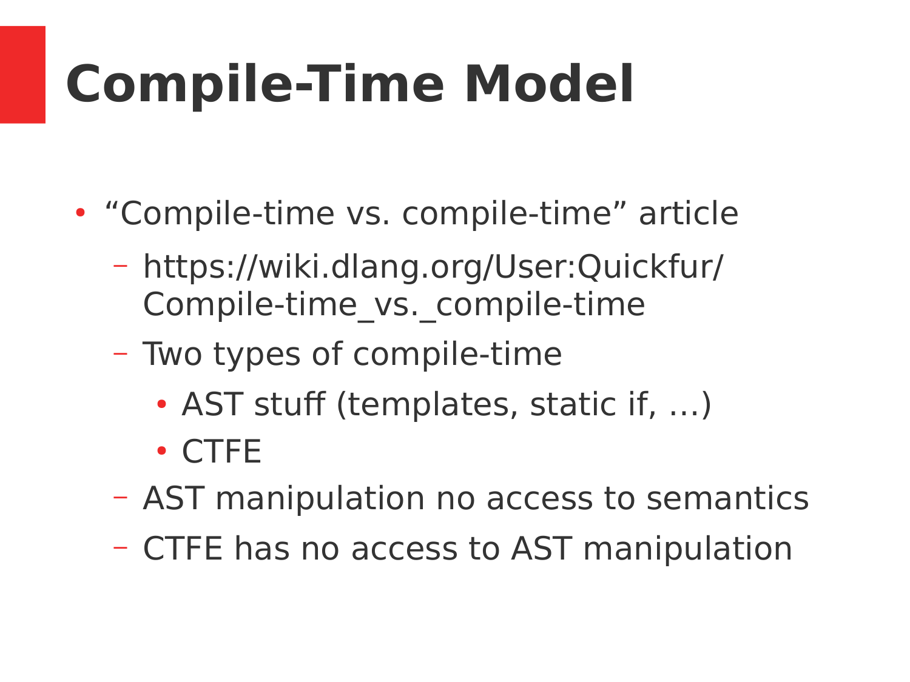# Compile-Time Model

- “Compile-time vs. compile-time” article
  - https://wiki.dlang.org/User:Quickfur/Compile-time_vs._compile-time
  - Two types of compile-time
    - AST stuff (templates, static if, …)
    - CTFE
  - AST manipulation no access to semantics
  - CTFE has no access to AST manipulation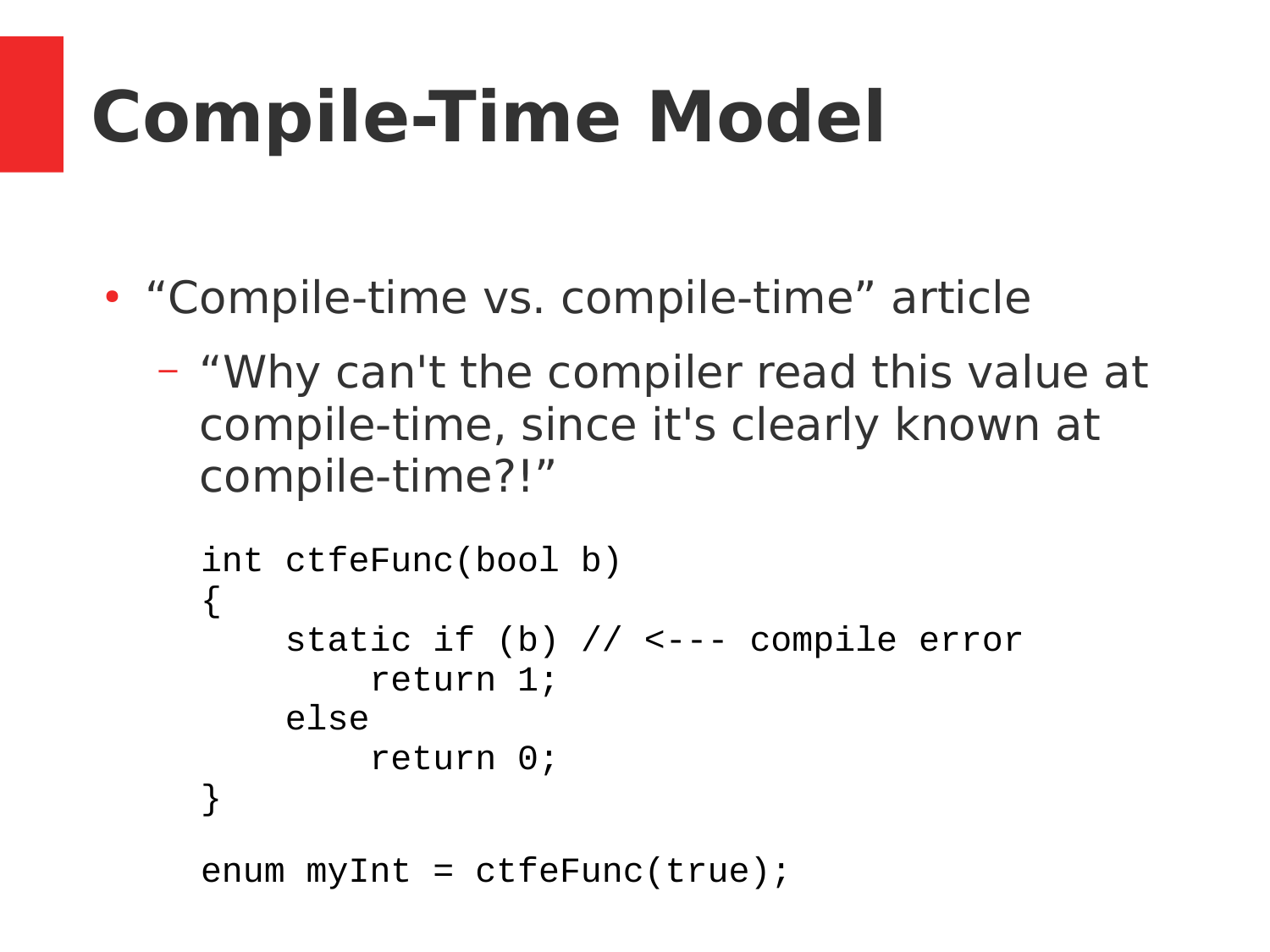# Compile-Time Model

- “Compile-time vs. compile-time” article
  - “Why can't the compiler read this value at compile-time, since it's clearly known at compile-time?!”

```
int ctfeFunc(bool b)
{
    static if (b) // <--- compile error
        return 1;
    else
        return 0;
}

enum myInt = ctfeFunc(true);
```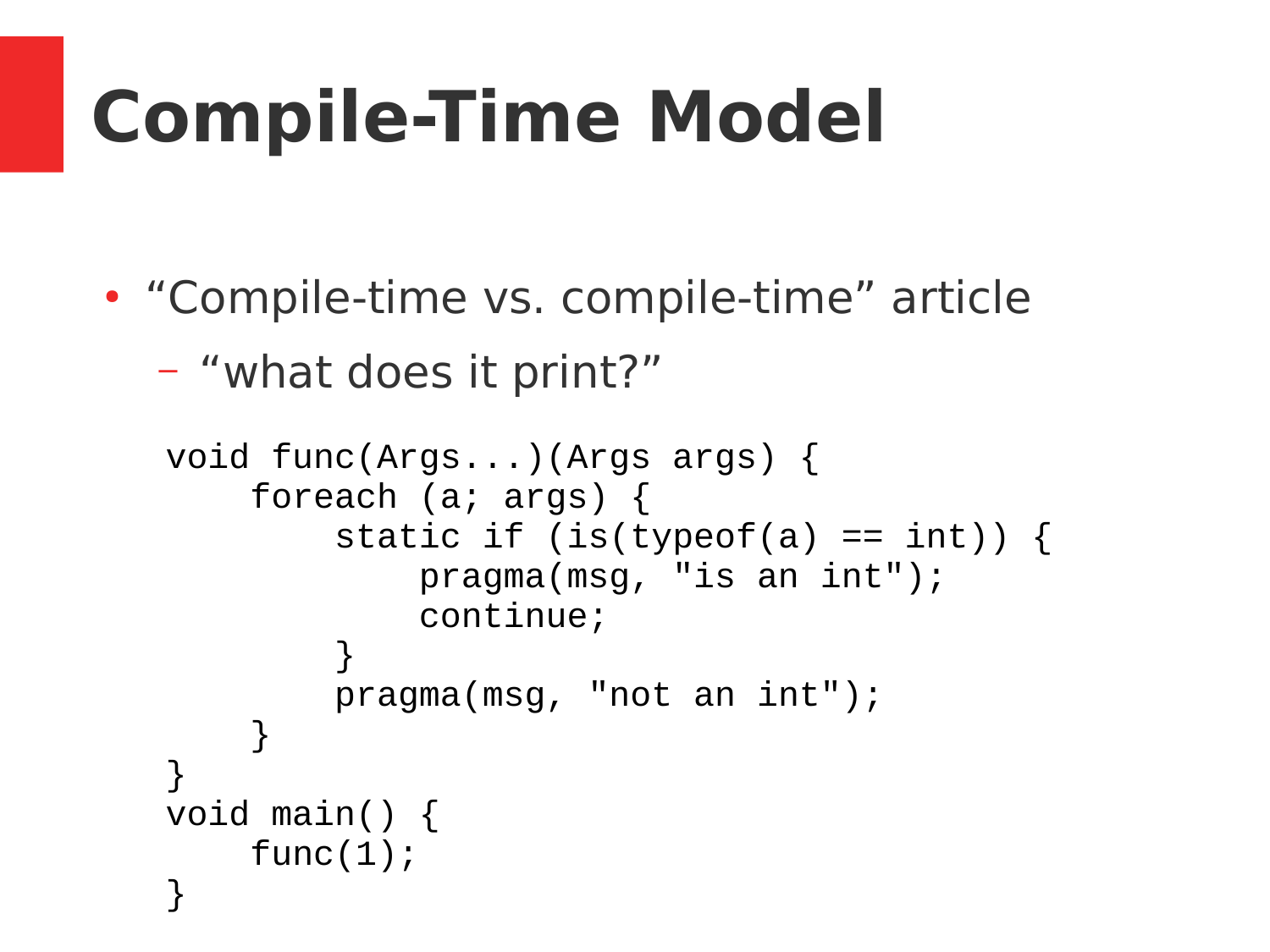# Compile-Time Model

- “Compile-time vs. compile-time” article
  - “what does it print?”

```
void func(Args...)(Args args) {
    foreach (a; args) {
        static if (is(typeof(a) == int)) {
            pragma(msg, "is an int");
            continue;
        }
        pragma(msg, "not an int");
    }
}
void main() {
    func(1);
}
```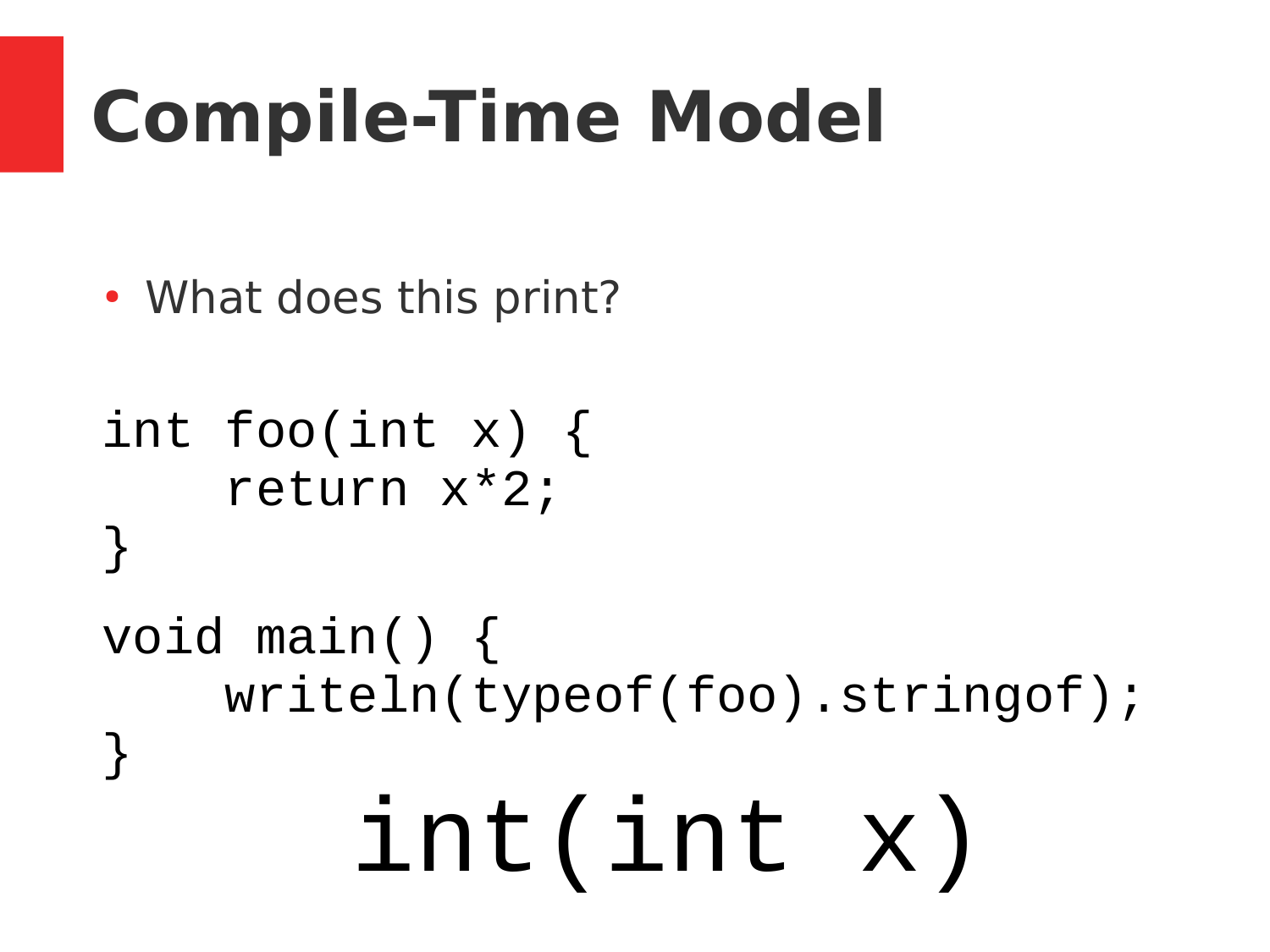# Compile-Time Model

- What does this print?

```
int foo(int x) {
    return x*2;
}

void main() {
    writeln(typeof(foo).stringof);
}
```

```
int(int x)
```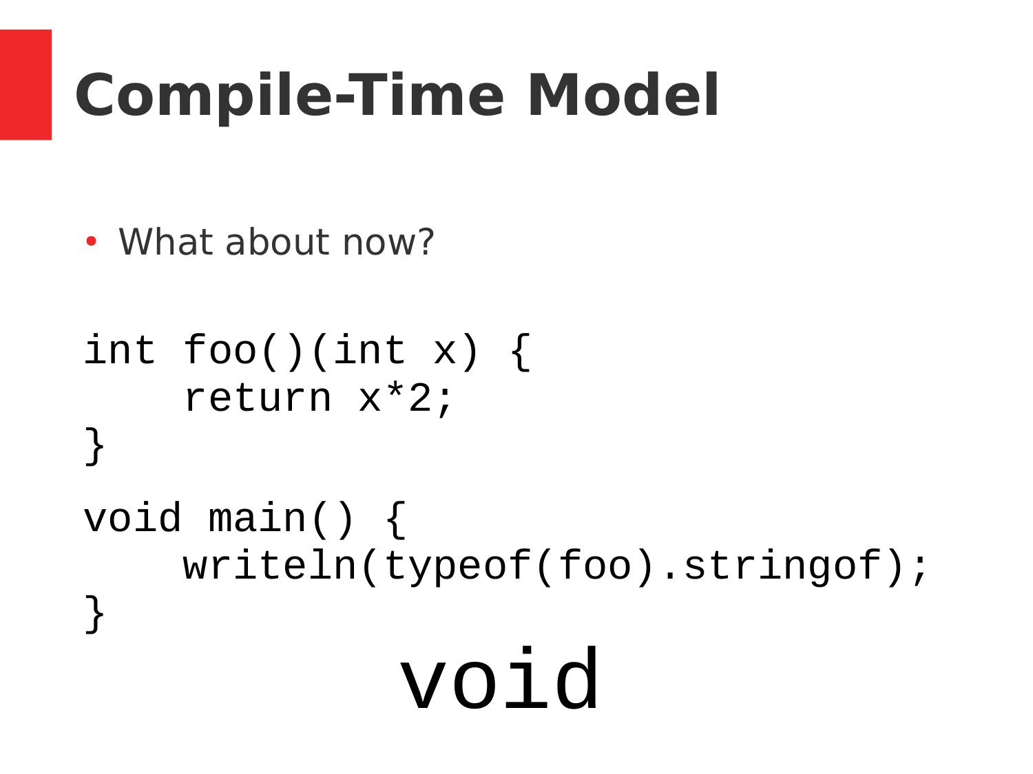# Compile-Time Model

- What about now?

```
int foo()(int x) {
    return x*2;
}

void main() {
    writeln(typeof(foo).stringof);
}
```

```
void
```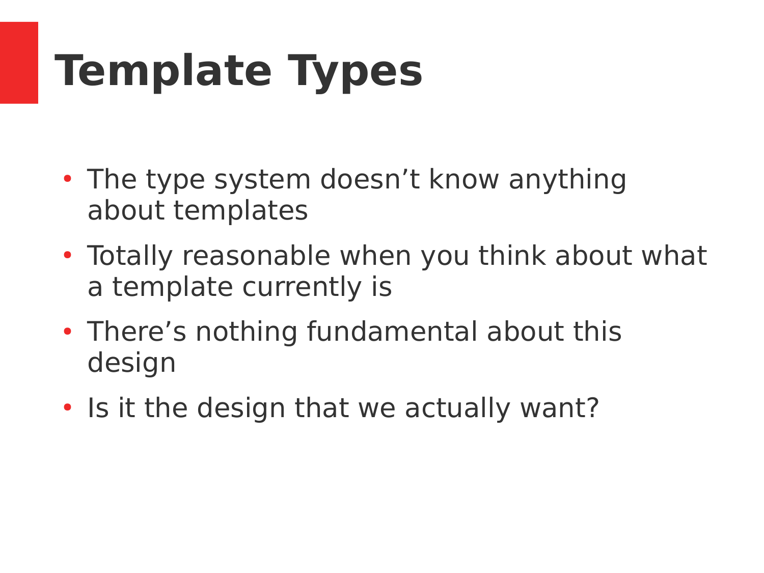# Template Types

- The type system doesn’t know anything about templates
- Totally reasonable when you think about what a template currently is
- There’s nothing fundamental about this design
- Is it the design that we actually want?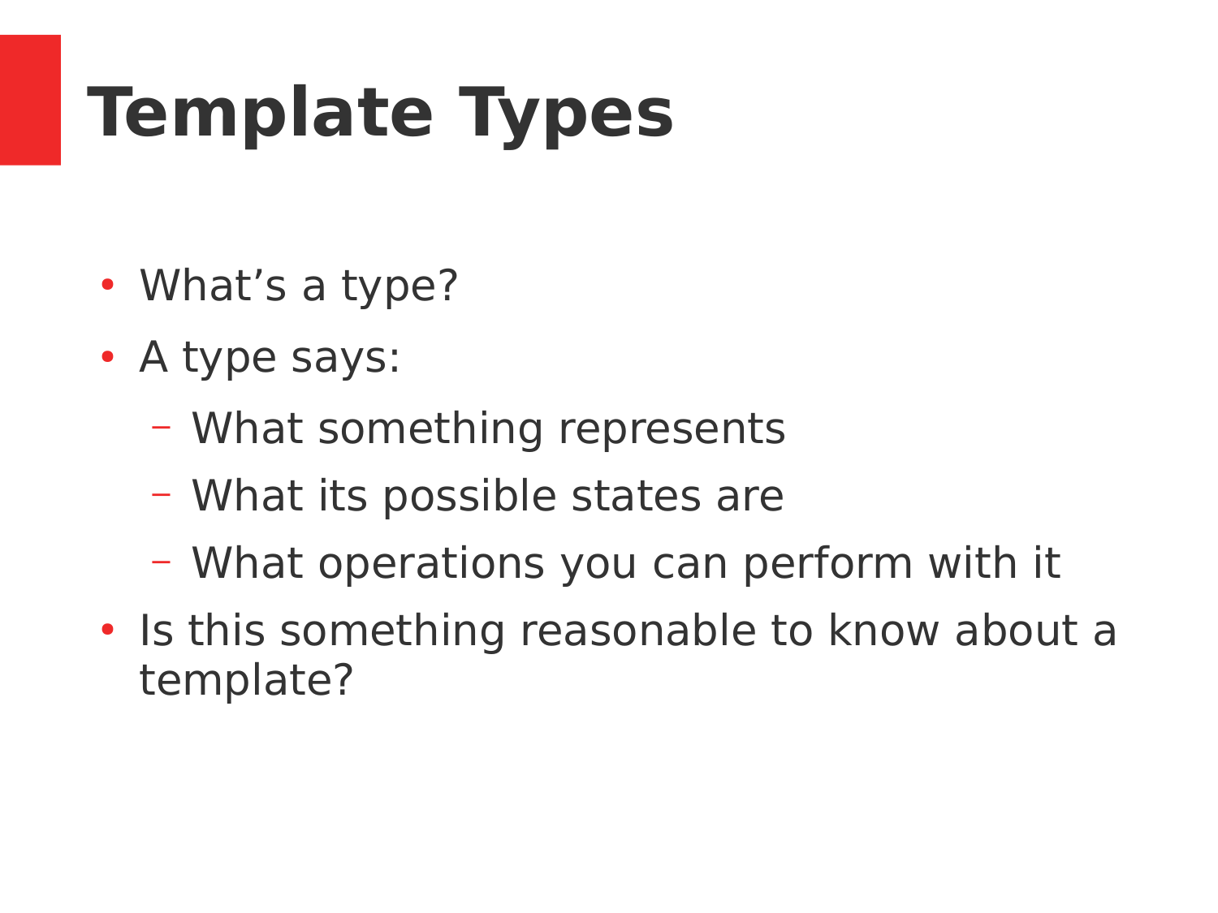# Template Types

- What’s a type?
- A type says:
  - What something represents
  - What its possible states are
  - What operations you can perform with it
- Is this something reasonable to know about a template?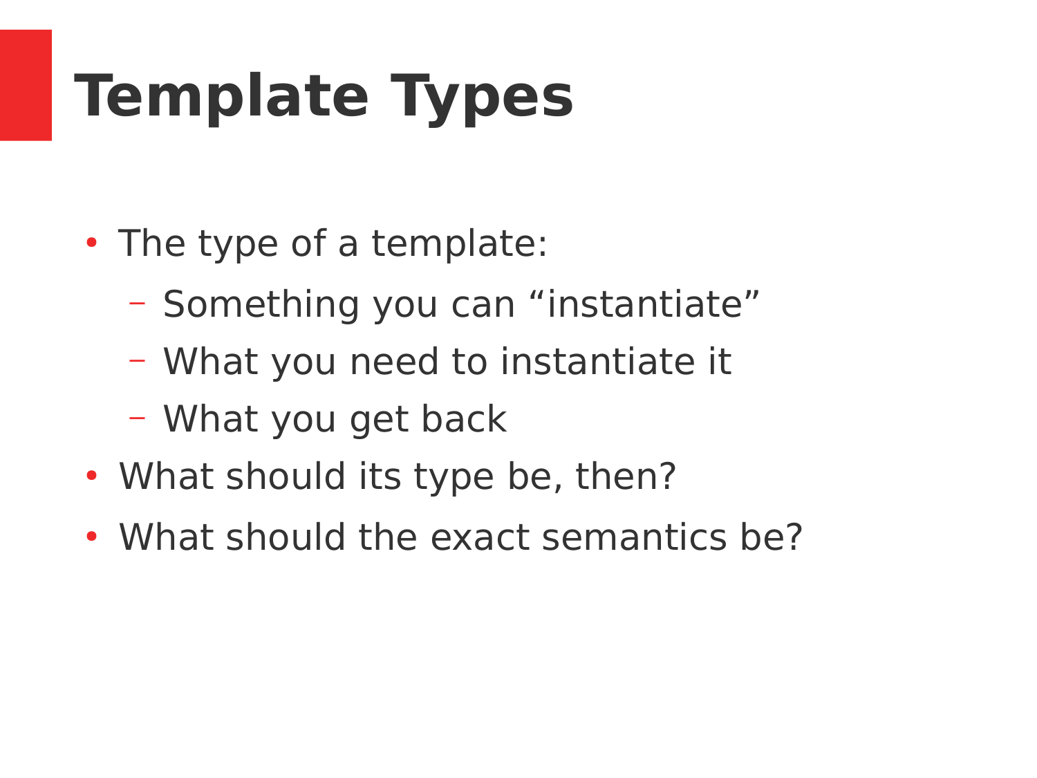# Template Types

- The type of a template:
  - Something you can “instantiate”
  - What you need to instantiate it
  - What you get back
- What should its type be, then?
- What should the exact semantics be?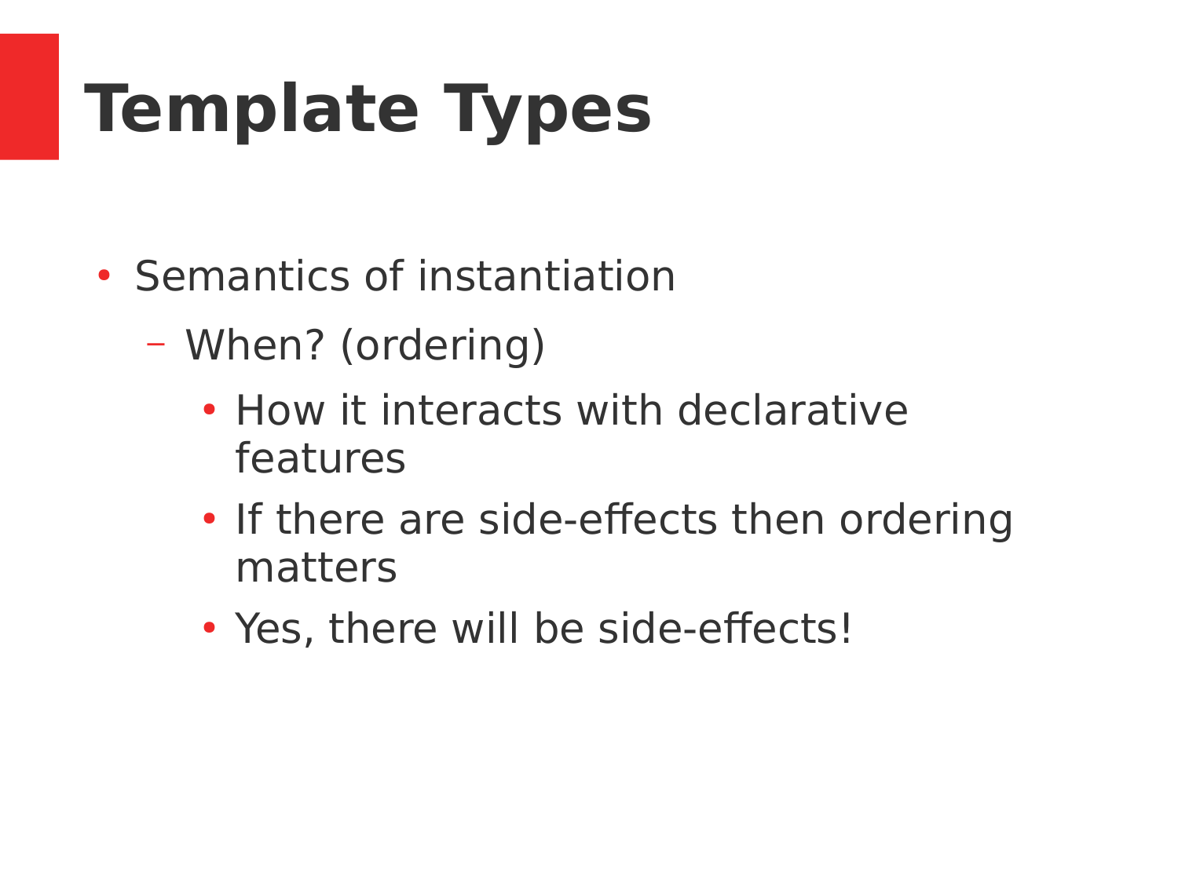# Template Types

- Semantics of instantiation
  - When? (ordering)
    - How it interacts with declarative features
    - If there are side-effects then ordering matters
    - Yes, there will be side-effects!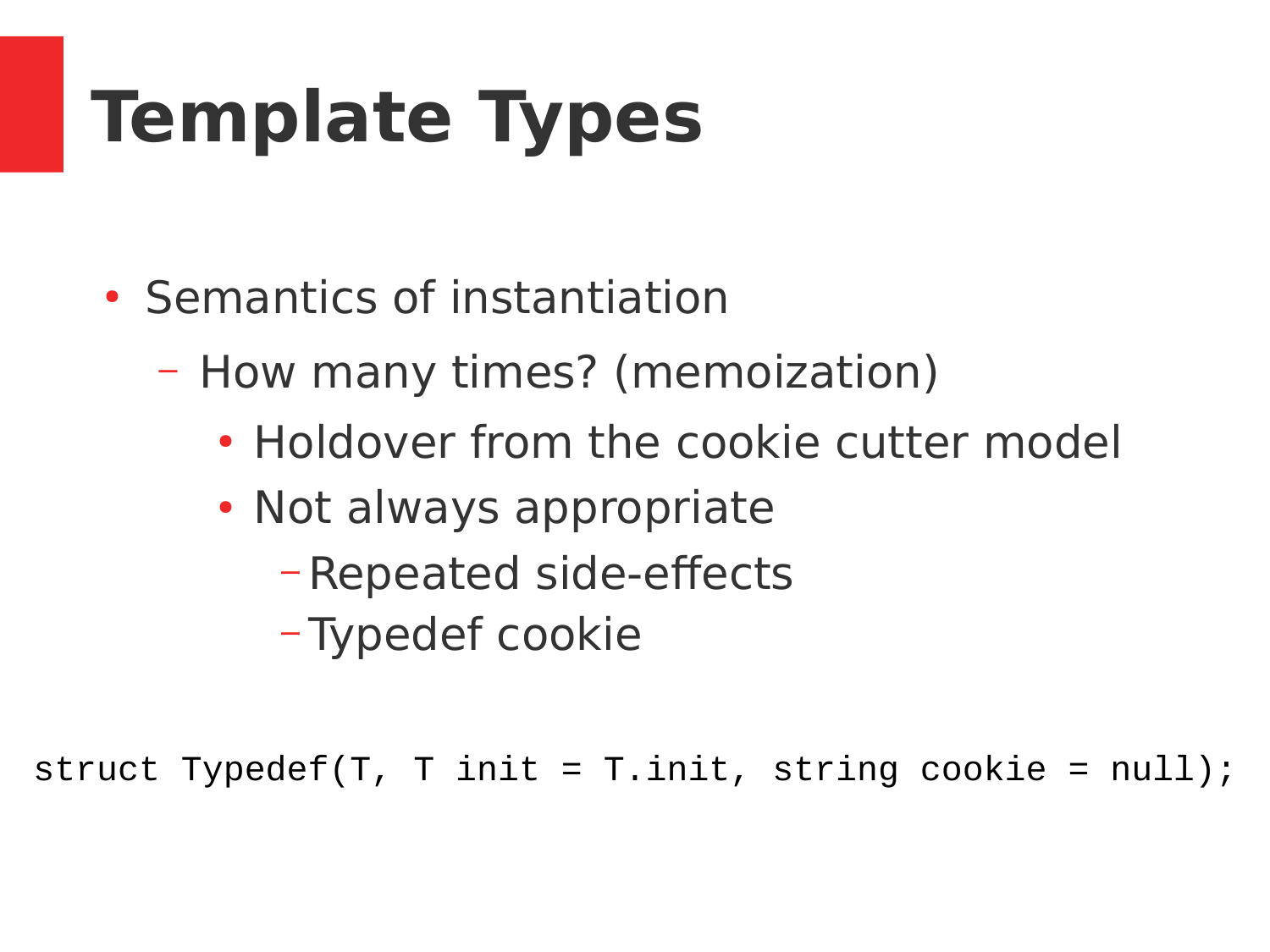# Template Types

- Semantics of instantiation
  - How many times? (memoization)
    - Holdover from the cookie cutter model
    - Not always appropriate
      - Repeated side-effects
      - Typedef cookie

```
struct Typedef(T, T init = T.init, string cookie = null);
```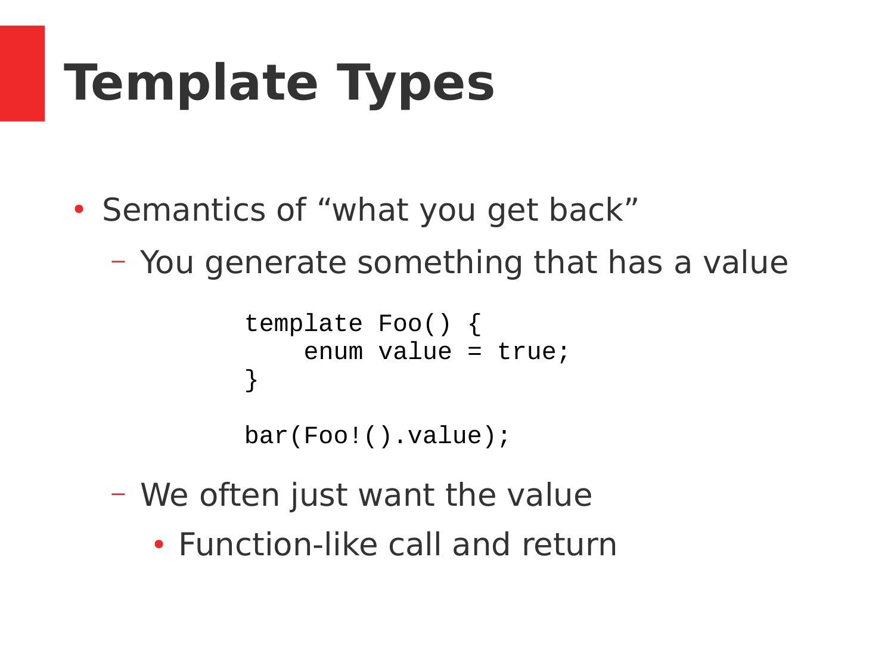# Template Types

- Semantics of “what you get back”
  - You generate something that has a value

```
template Foo() {
    enum value = true;
}

bar(Foo!().value);
```

  - We often just want the value
    - Function-like call and return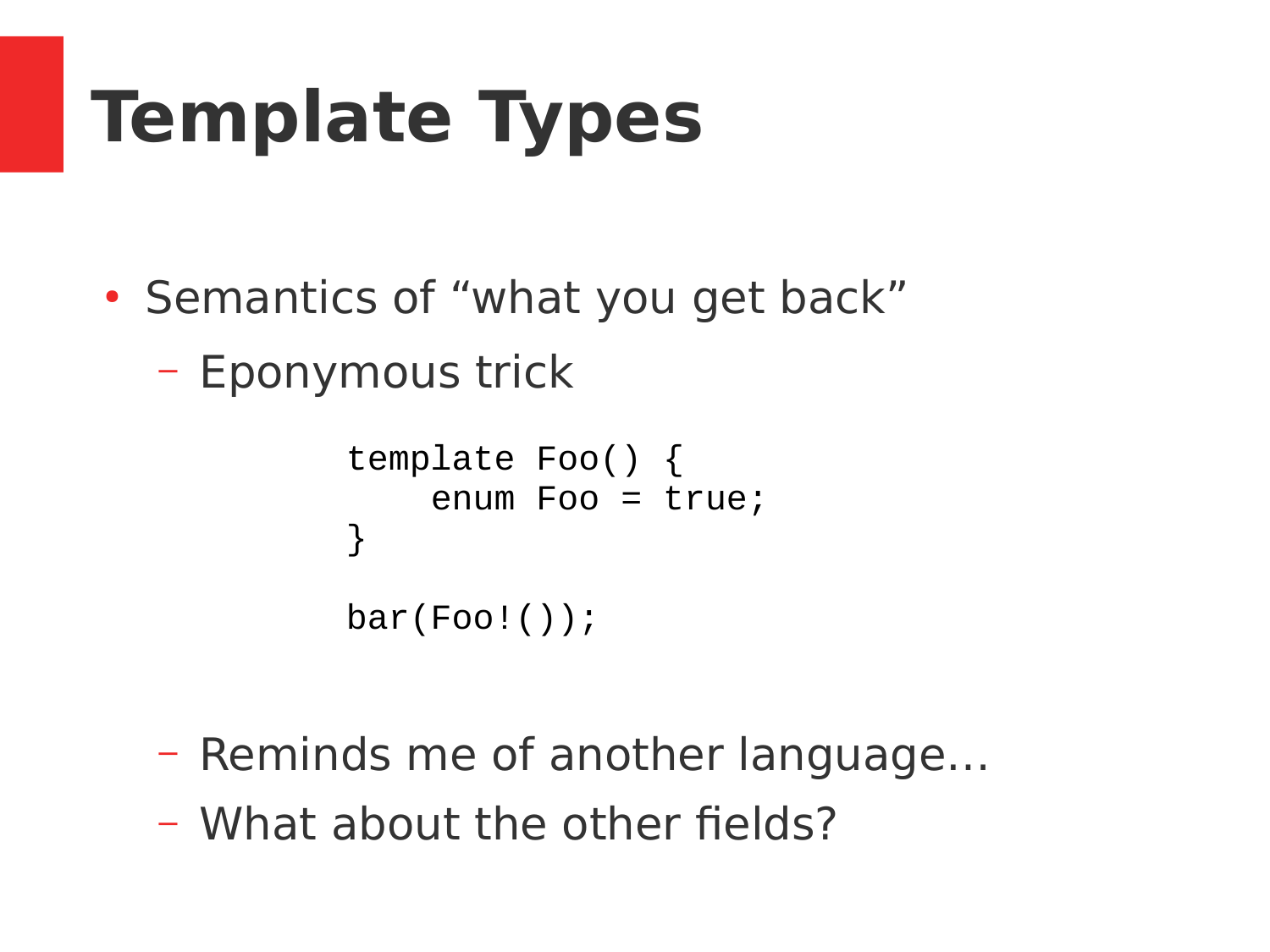# Template Types

- Semantics of “what you get back”
  - Eponymous trick

```
template Foo() {
    enum Foo = true;
}

bar(Foo!());
```

  - Reminds me of another language…
  - What about the other fields?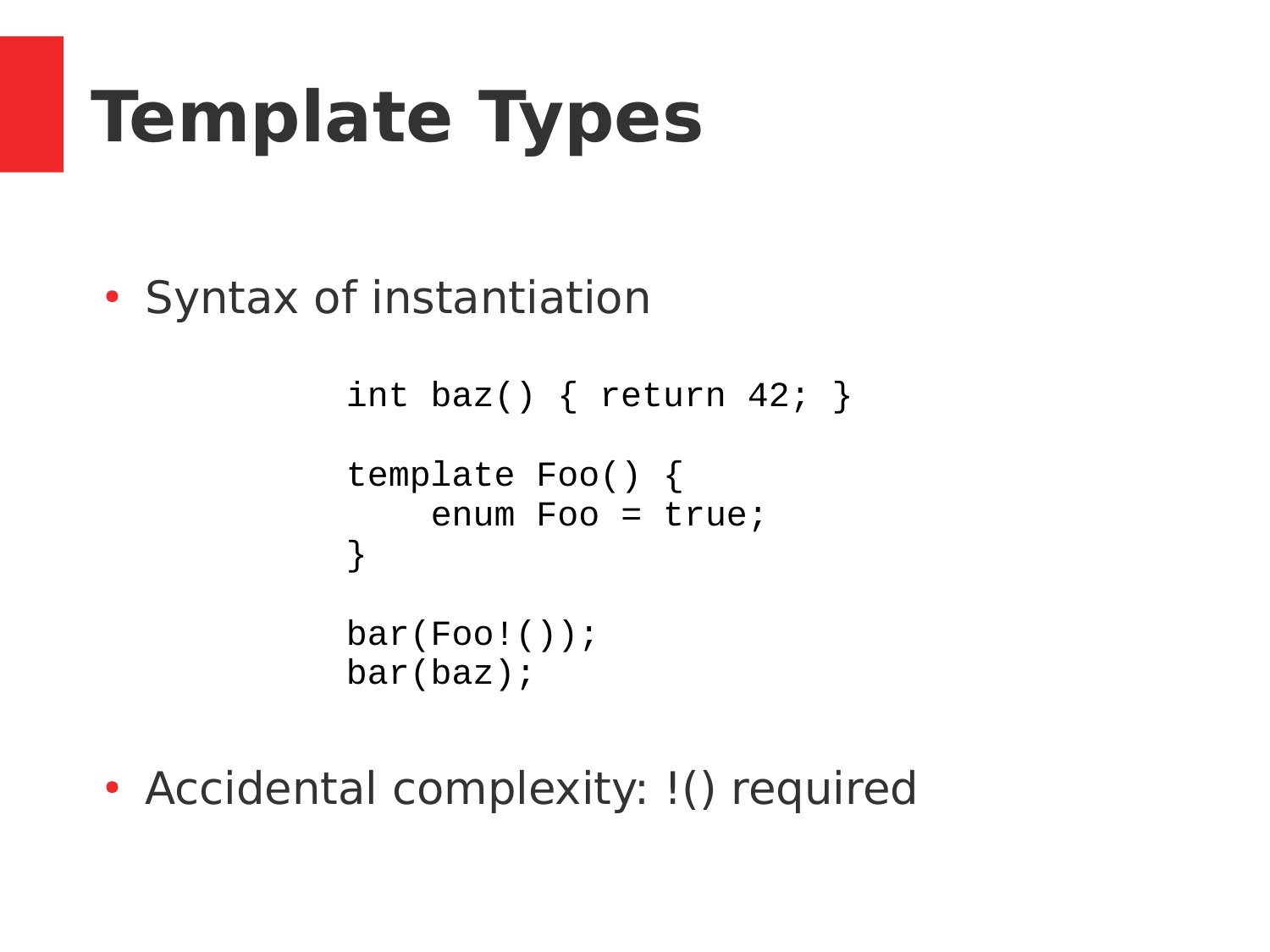# Template Types

- Syntax of instantiation

```
int baz() { return 42; }

template Foo() {
    enum Foo = true;
}

bar(Foo!());
bar(baz);
```

- Accidental complexity: !() required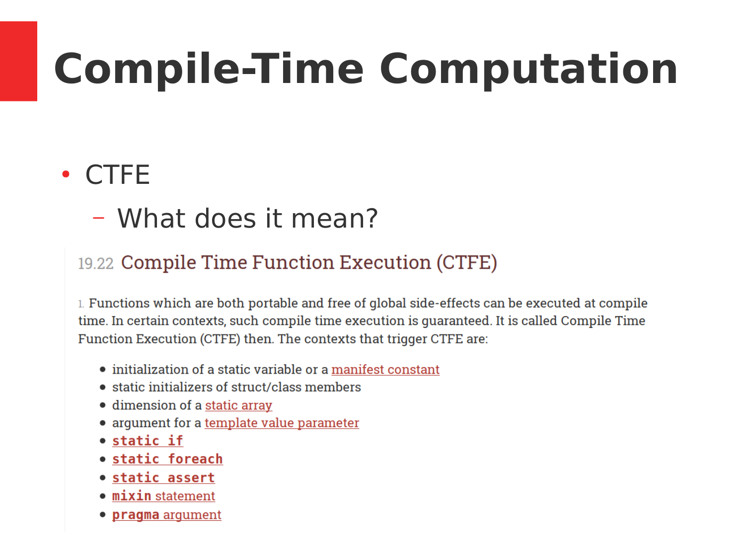# Compile-Time Computation

- CTFE
  - What does it mean?

## 19.22 Compile Time Function Execution (CTFE)

1. Functions which are both portable and free of global side-effects can be executed at compile time. In certain contexts, such compile time execution is guaranteed. It is called Compile Time Function Execution (CTFE) then. The contexts that trigger CTFE are:

- initialization of a static variable or a manifest constant
- static initializers of struct/class members
- dimension of a static array
- argument for a template value parameter
- `static if`
- `static foreach`
- `static assert`
- `mixin` statement
- `pragma` argument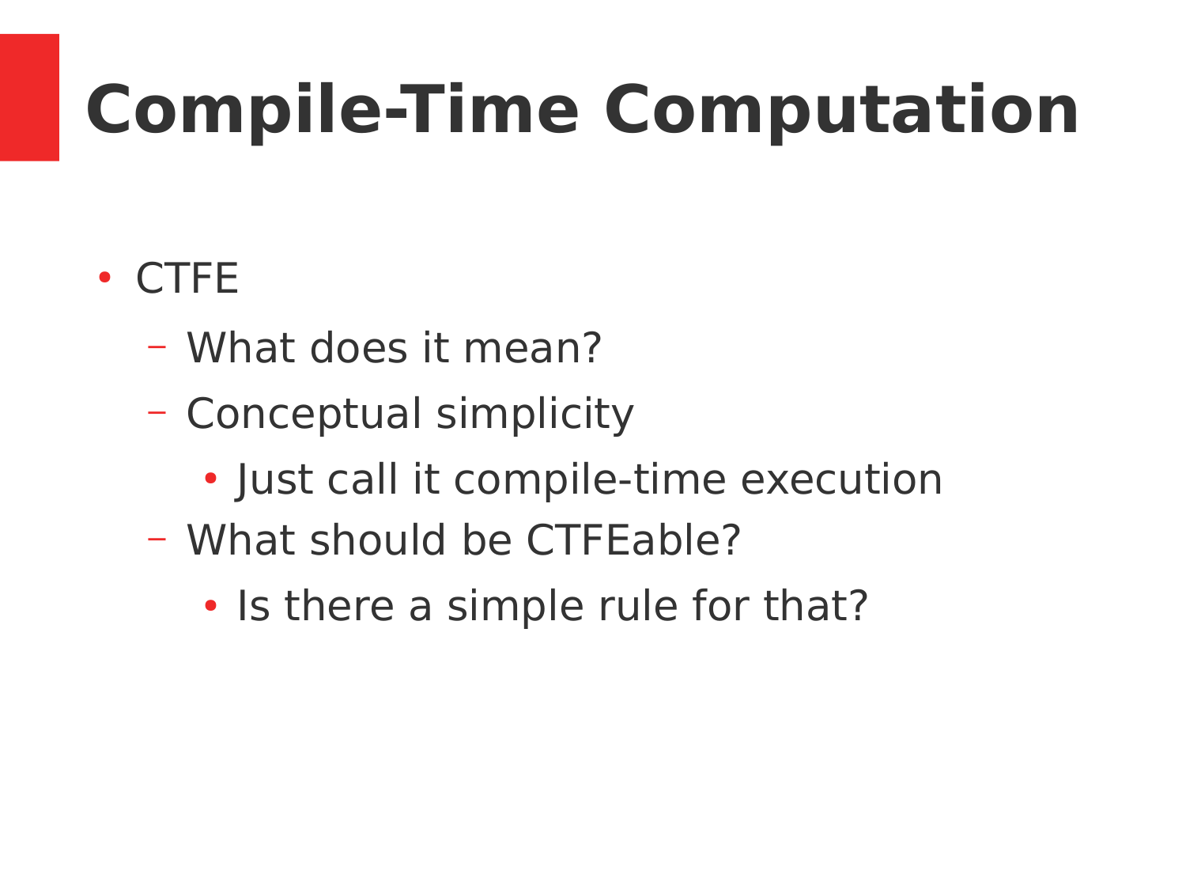# Compile-Time Computation

- CTFE
  - What does it mean?
  - Conceptual simplicity
    - Just call it compile-time execution
  - What should be CTFEable?
    - Is there a simple rule for that?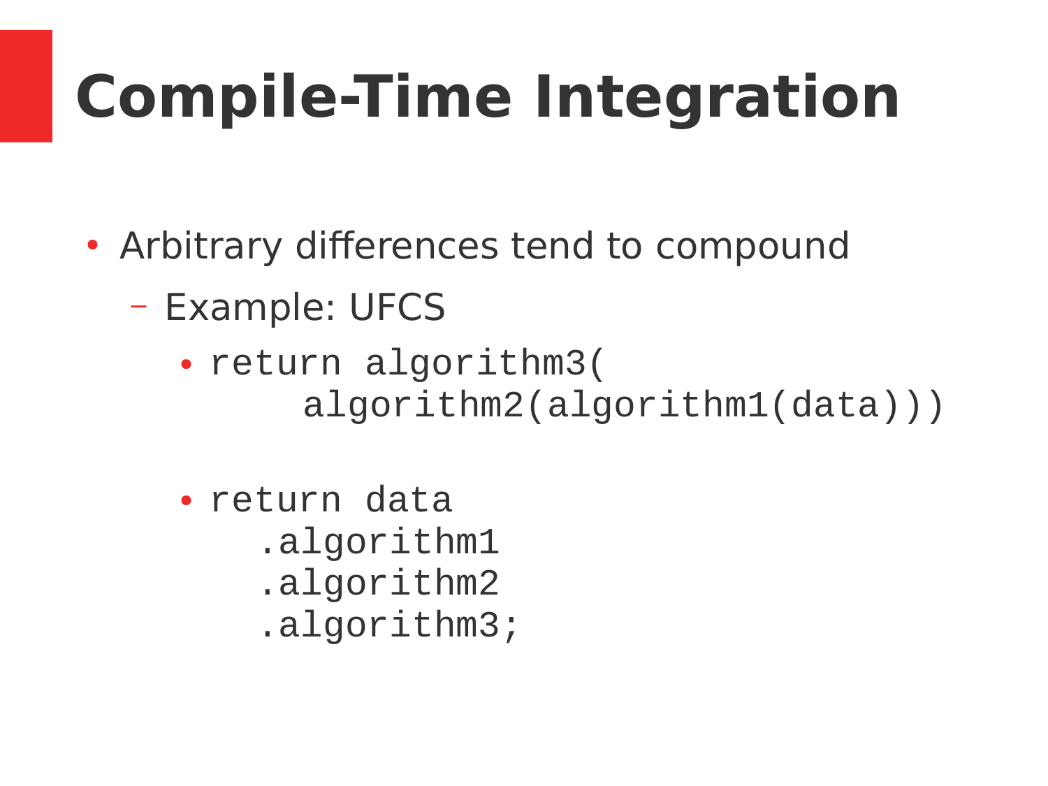# Compile-Time Integration

- Arbitrary differences tend to compound
  - Example: UFCS
    - ```
      return algorithm3(
          algorithm2(algorithm1(data)))
      ```
    - ```
      return data
        .algorithm1
        .algorithm2
        .algorithm3;
      ```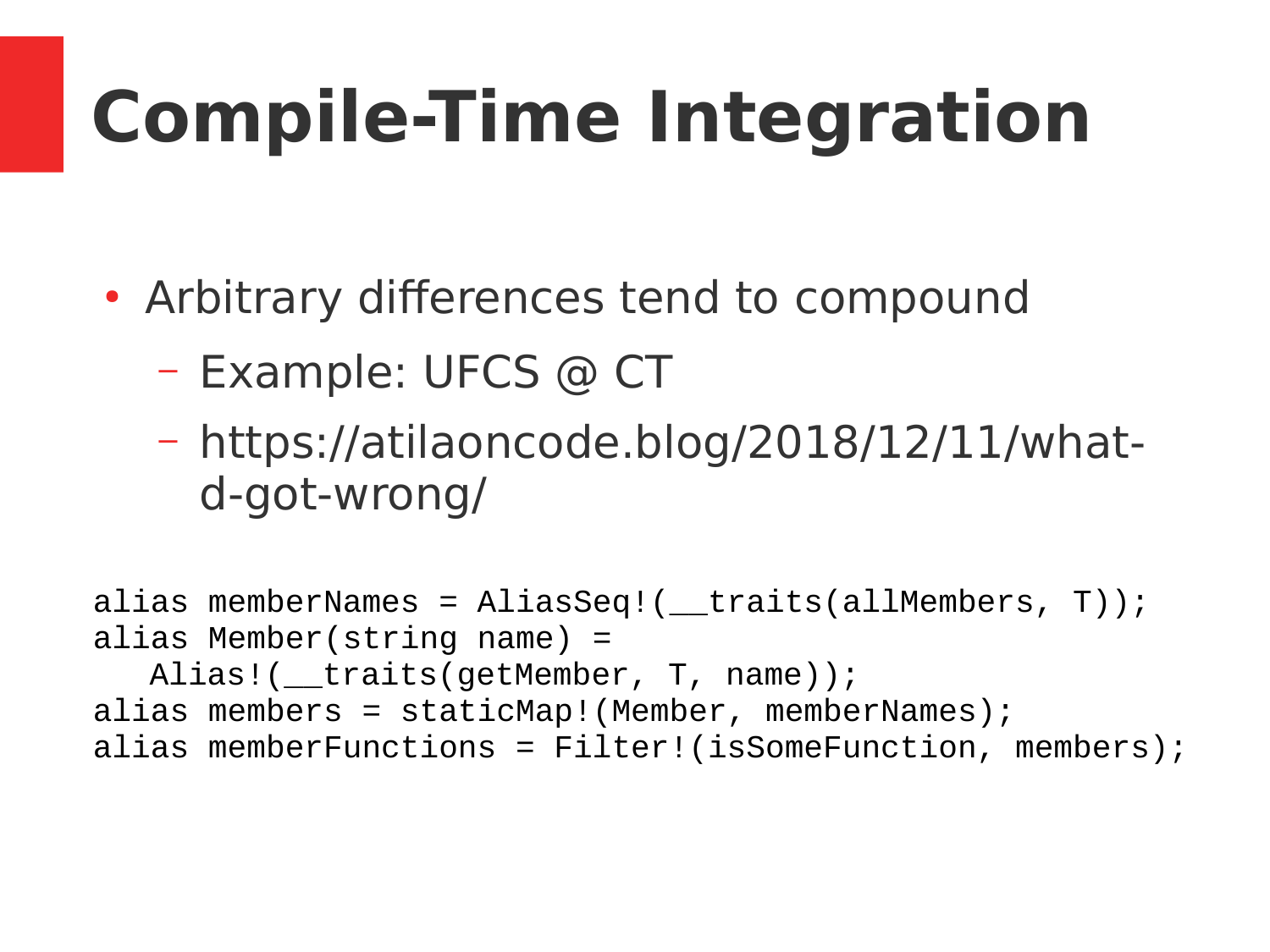# Compile-Time Integration

- Arbitrary differences tend to compound
  - Example: UFCS @ CT
  - https://atilaoncode.blog/2018/12/11/what-d-got-wrong/

```
alias memberNames = AliasSeq!(__traits(allMembers, T));
alias Member(string name) =
   Alias!(__traits(getMember, T, name));
alias members = staticMap!(Member, memberNames);
alias memberFunctions = Filter!(isSomeFunction, members);
```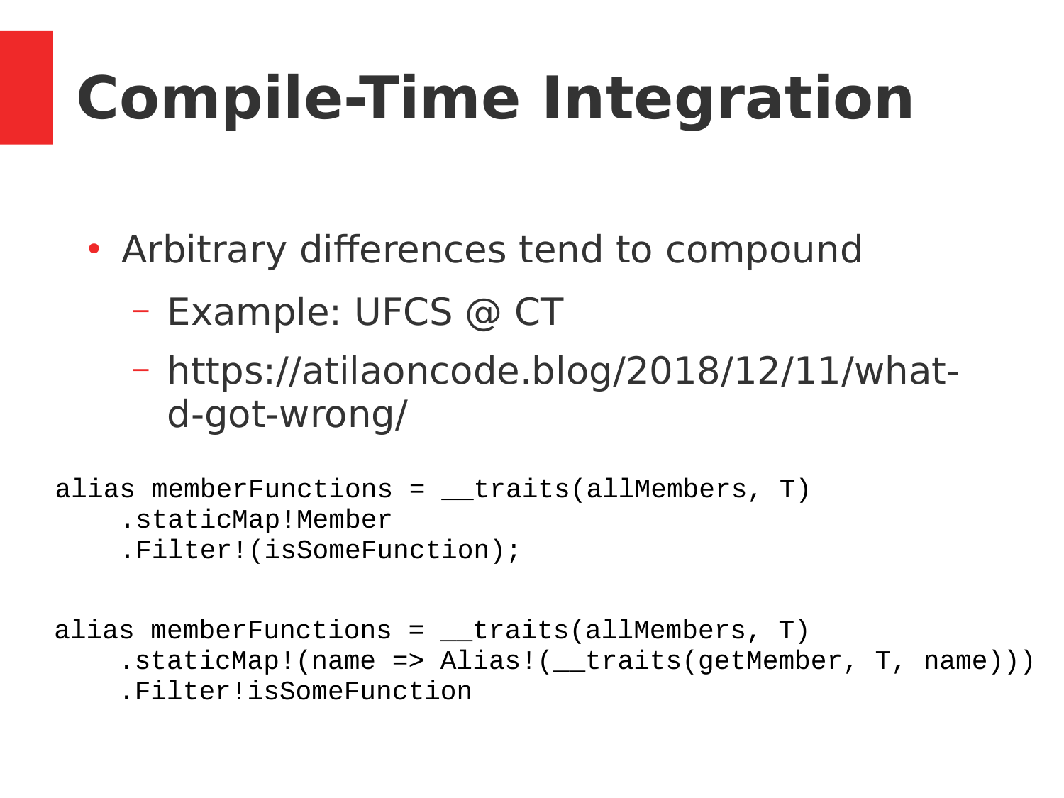# Compile-Time Integration

- Arbitrary differences tend to compound
  - Example: UFCS @ CT
  - https://atilaoncode.blog/2018/12/11/what-d-got-wrong/

```
alias memberFunctions = __traits(allMembers, T)
    .staticMap!Member
    .Filter!(isSomeFunction);
```

```
alias memberFunctions = __traits(allMembers, T)
    .staticMap!(name => Alias!(__traits(getMember, T, name)))
    .Filter!isSomeFunction
```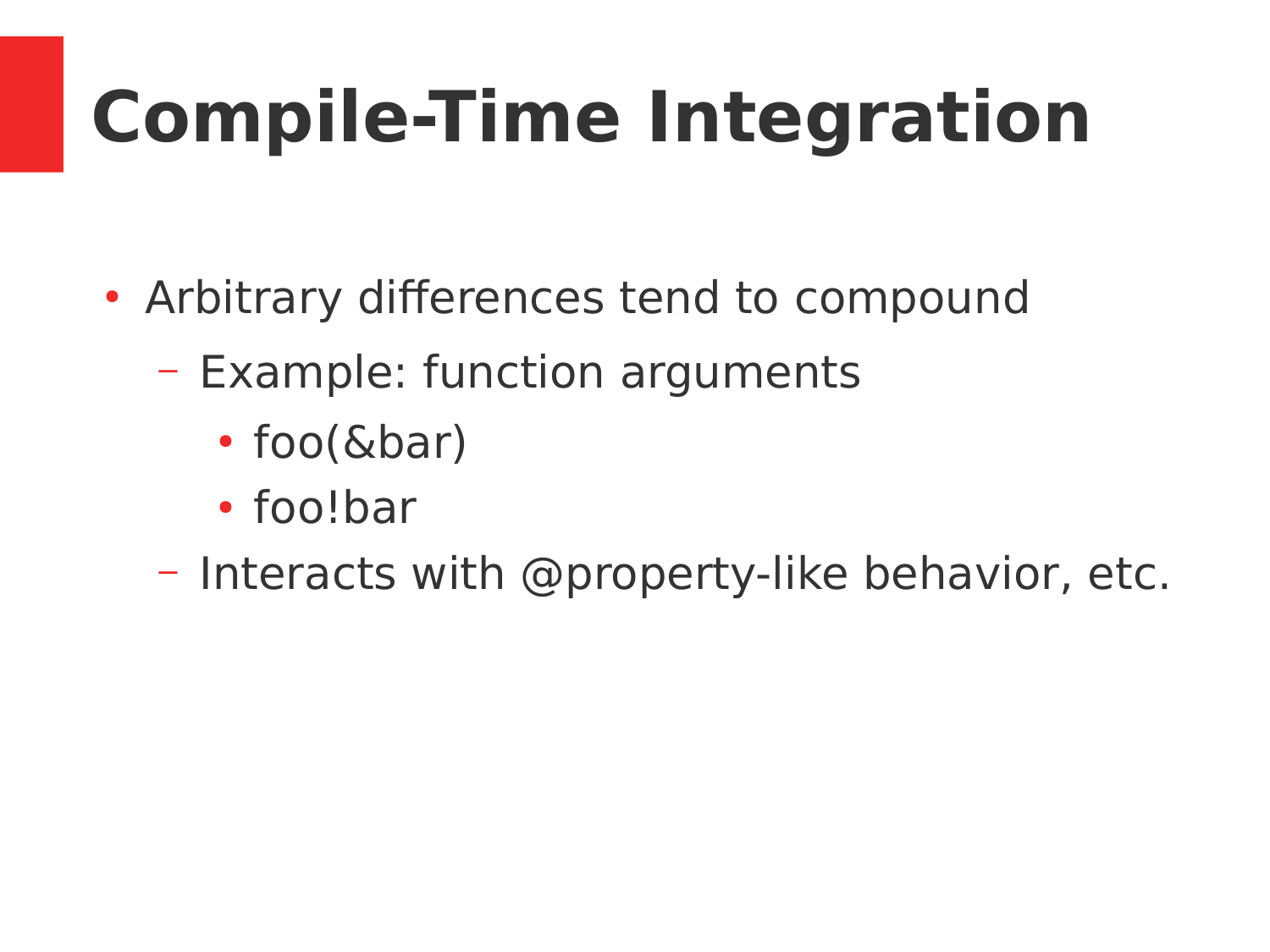# Compile-Time Integration

- Arbitrary differences tend to compound
  - Example: function arguments
    - foo(&bar)
    - foo!bar
  - Interacts with @property-like behavior, etc.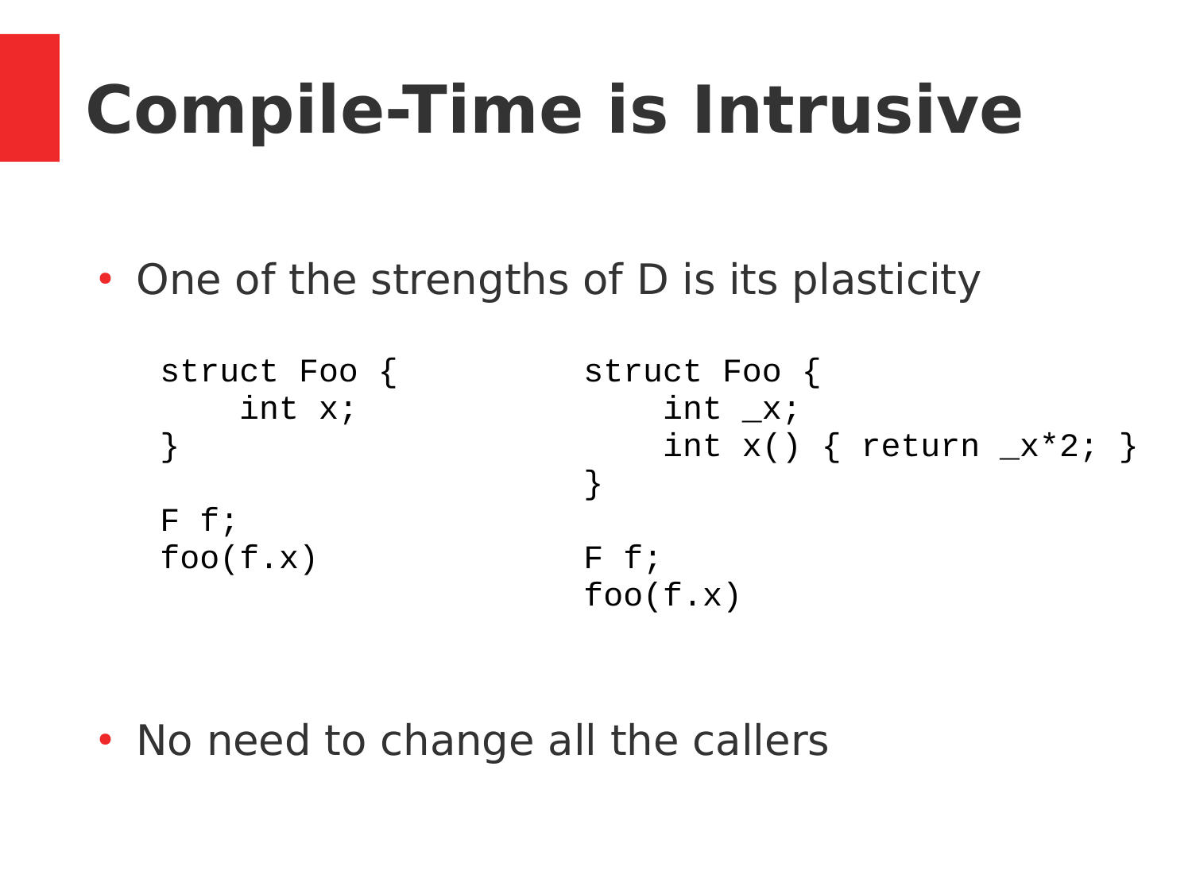# Compile-Time is Intrusive

- One of the strengths of D is its plasticity

```
struct Foo {
    int x;
}

F f;
foo(f.x)
```

```
struct Foo {
    int _x;
    int x() { return _x*2; }
}

F f;
foo(f.x)
```

- No need to change all the callers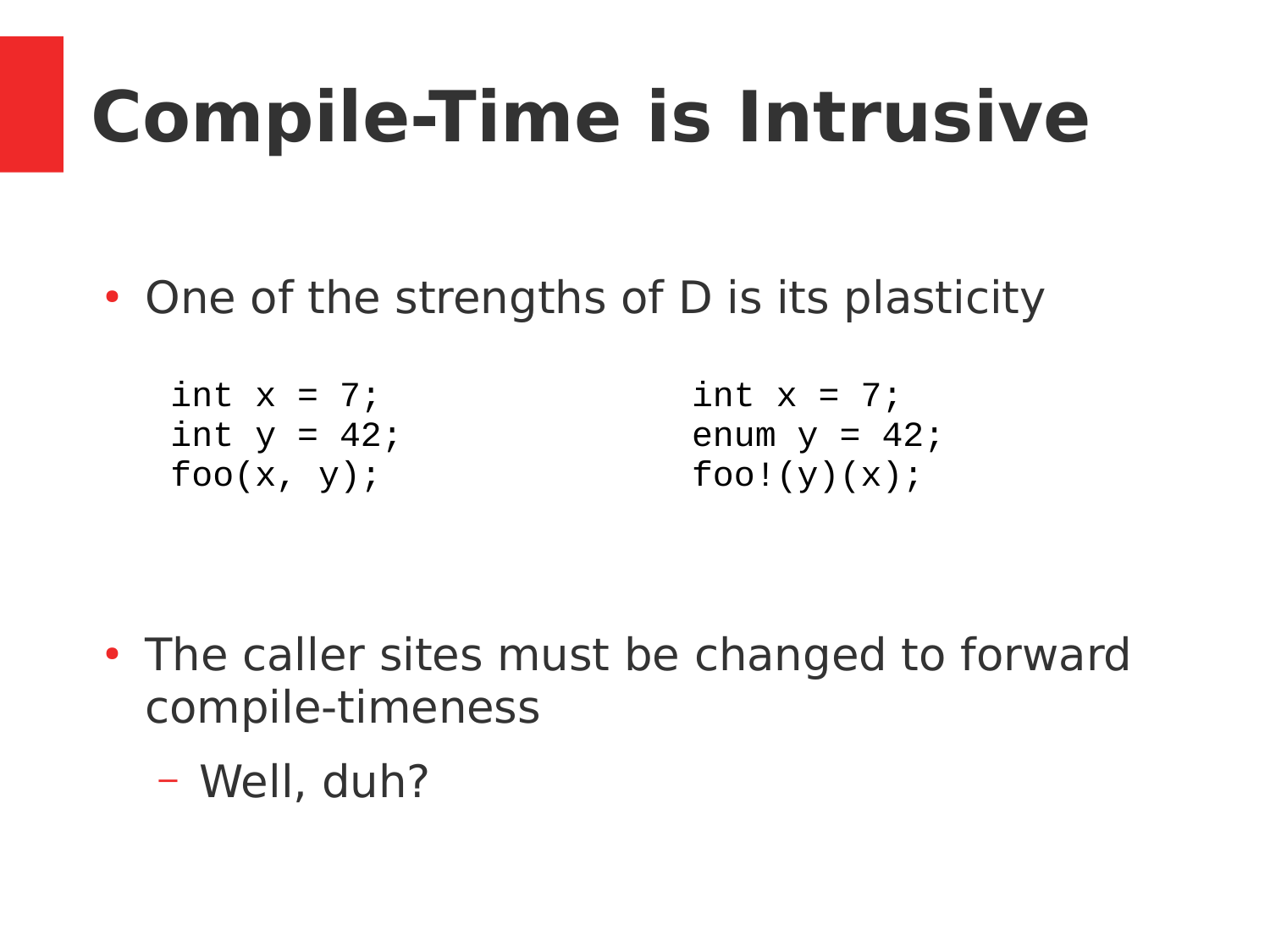# Compile-Time is Intrusive

- One of the strengths of D is its plasticity

```
int x = 7;
int y = 42;
foo(x, y);
```

```
int x = 7;
enum y = 42;
foo!(y)(x);
```

- The caller sites must be changed to forward compile-timeness
  - Well, duh?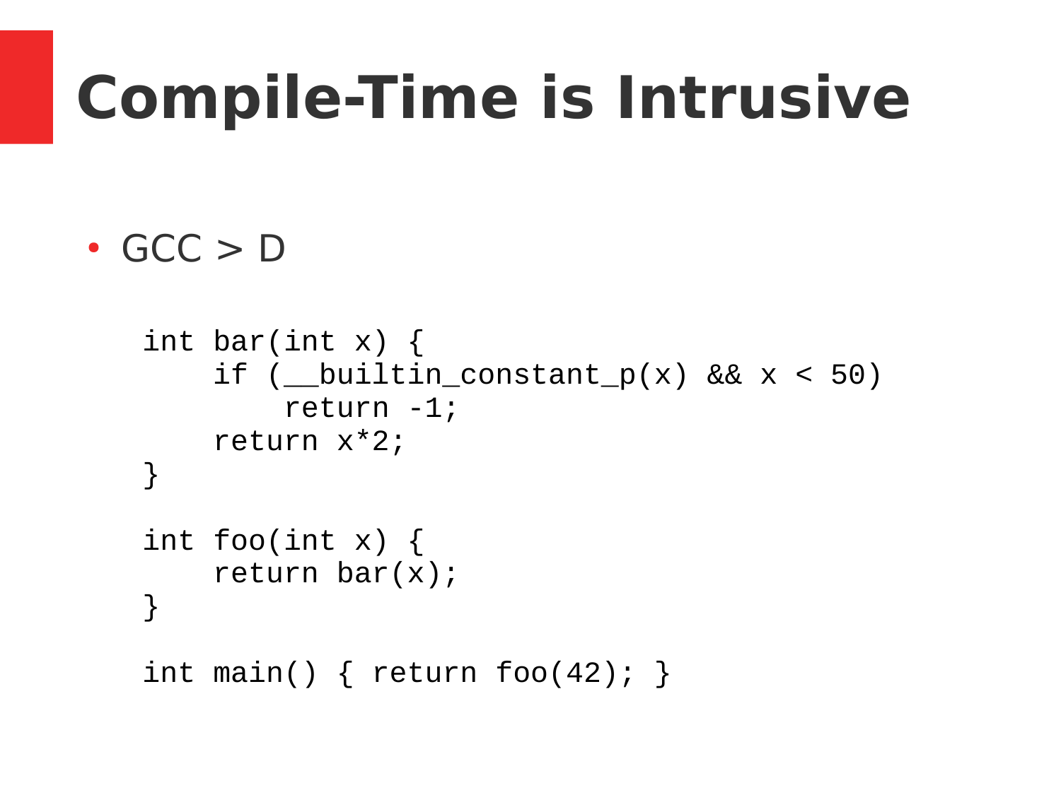# Compile-Time is Intrusive

- GCC > D

```
int bar(int x) {
    if (__builtin_constant_p(x) && x < 50)
        return -1;
    return x*2;
}

int foo(int x) {
    return bar(x);
}

int main() { return foo(42); }
```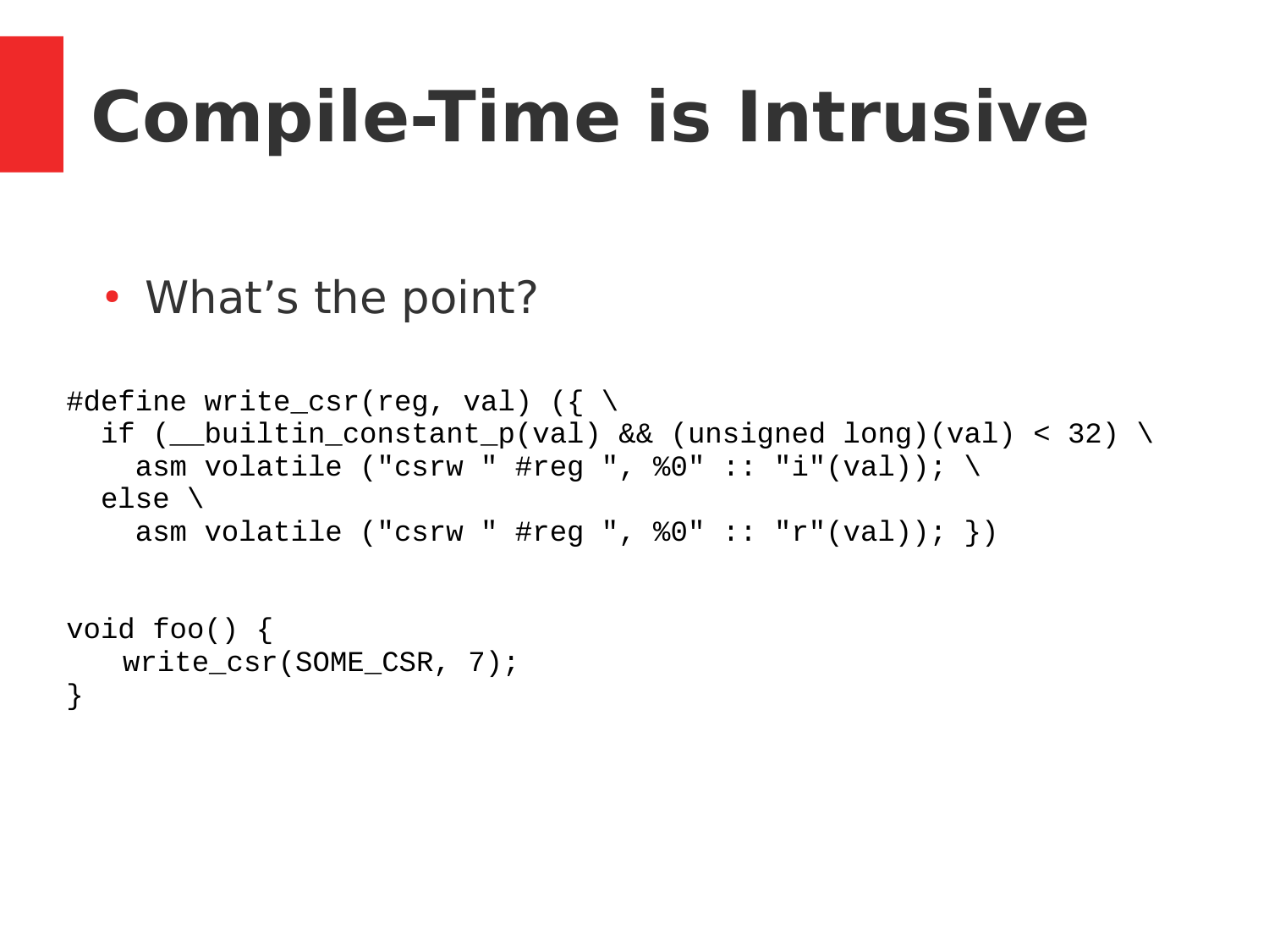# Compile-Time is Intrusive

- What’s the point?

```
#define write_csr(reg, val) ({ \
  if (__builtin_constant_p(val) && (unsigned long)(val) < 32) \
    asm volatile ("csrw " #reg ", %0" :: "i"(val)); \
  else \
    asm volatile ("csrw " #reg ", %0" :: "r"(val)); })


void foo() {
   write_csr(SOME_CSR, 7);
}
```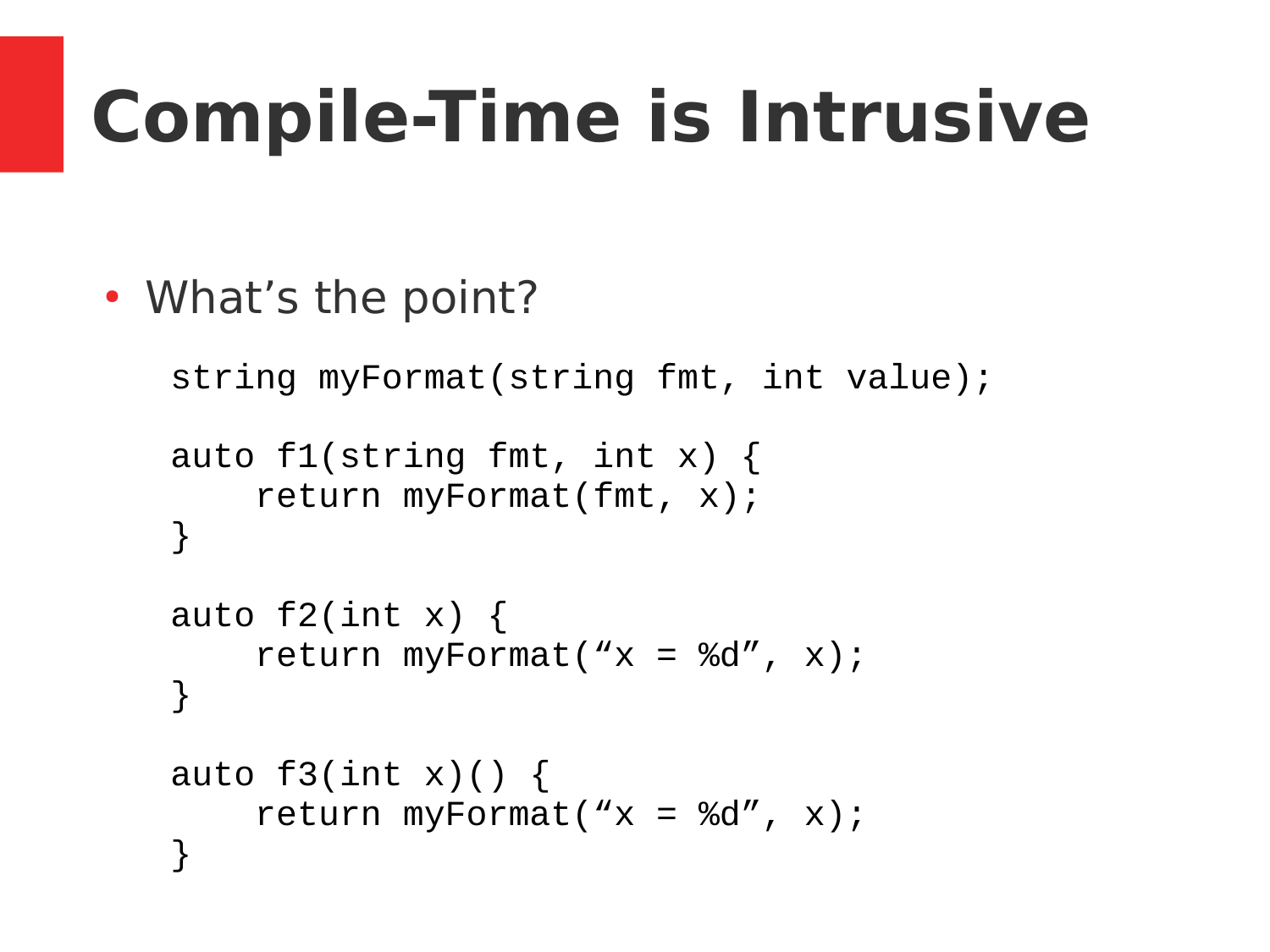# Compile-Time is Intrusive

- What’s the point?

```
string myFormat(string fmt, int value);

auto f1(string fmt, int x) {
    return myFormat(fmt, x);
}

auto f2(int x) {
    return myFormat(“x = %d”, x);
}

auto f3(int x)() {
    return myFormat(“x = %d”, x);
}
```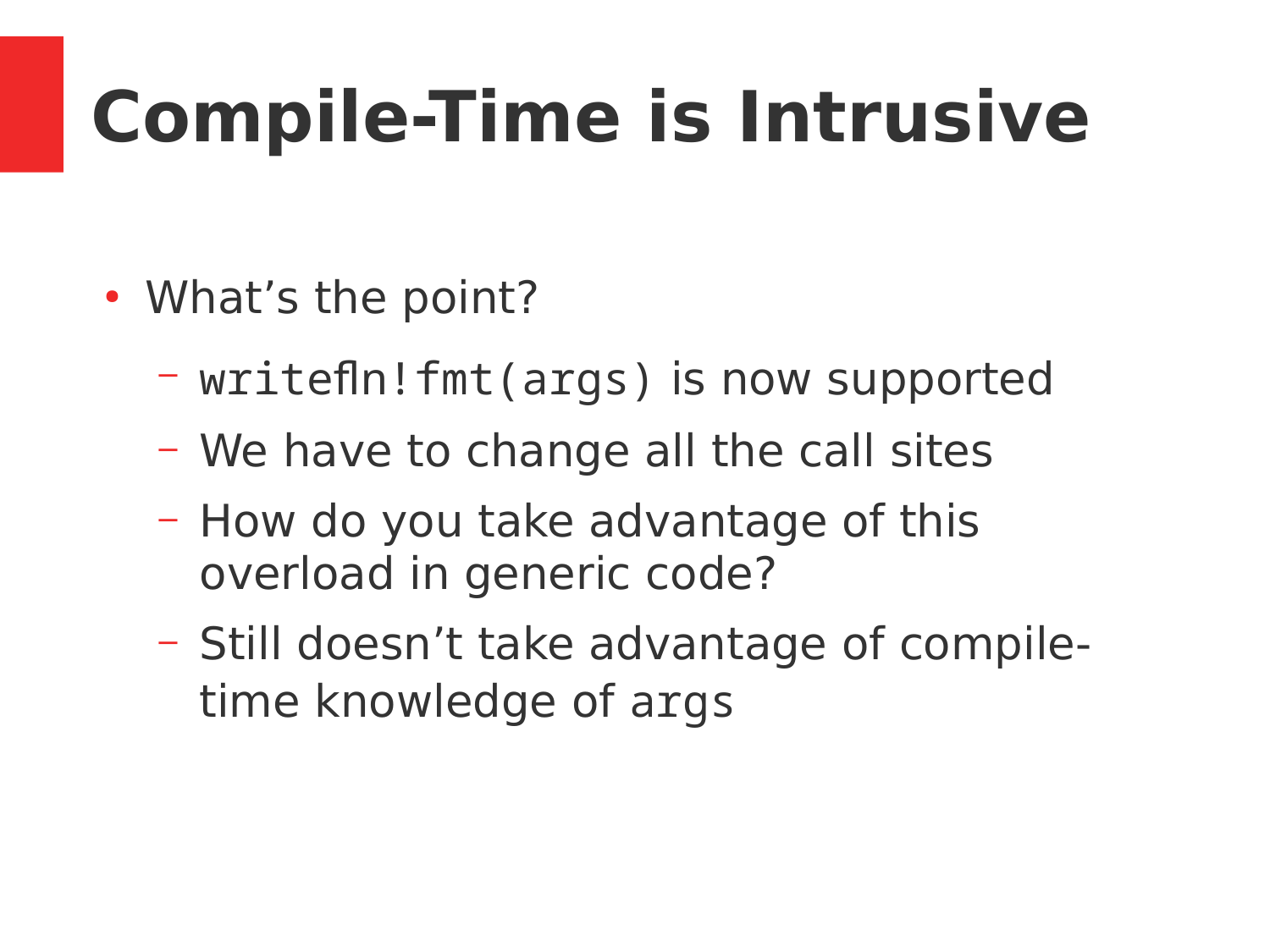# Compile-Time is Intrusive

- What's the point?
  - `writefln!fmt(args)` is now supported
  - We have to change all the call sites
  - How do you take advantage of this overload in generic code?
  - Still doesn't take advantage of compile-time knowledge of `args`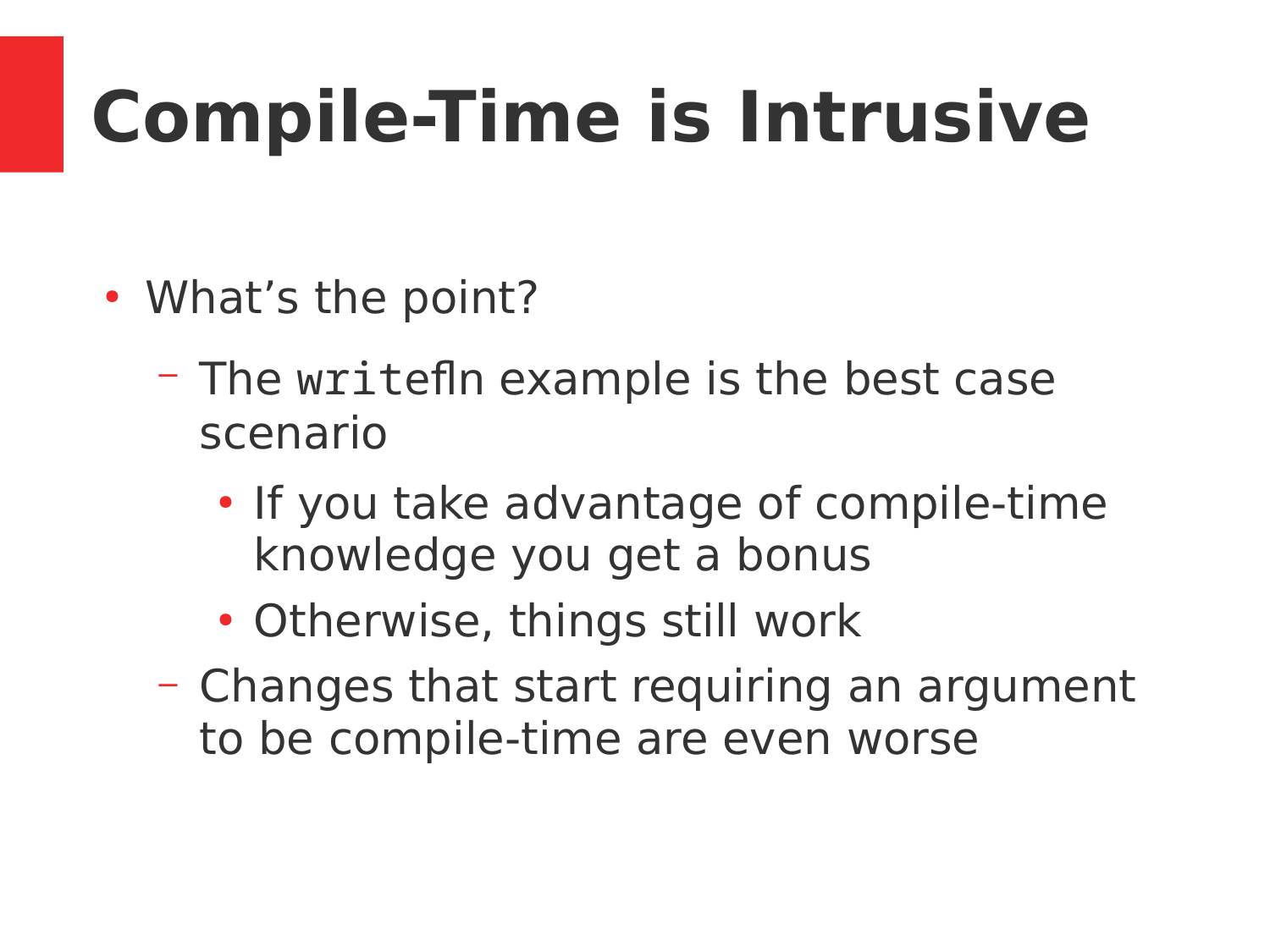# Compile-Time is Intrusive

- What's the point?
  - The `writefln` example is the best case scenario
    - If you take advantage of compile-time knowledge you get a bonus
    - Otherwise, things still work
  - Changes that start requiring an argument to be compile-time are even worse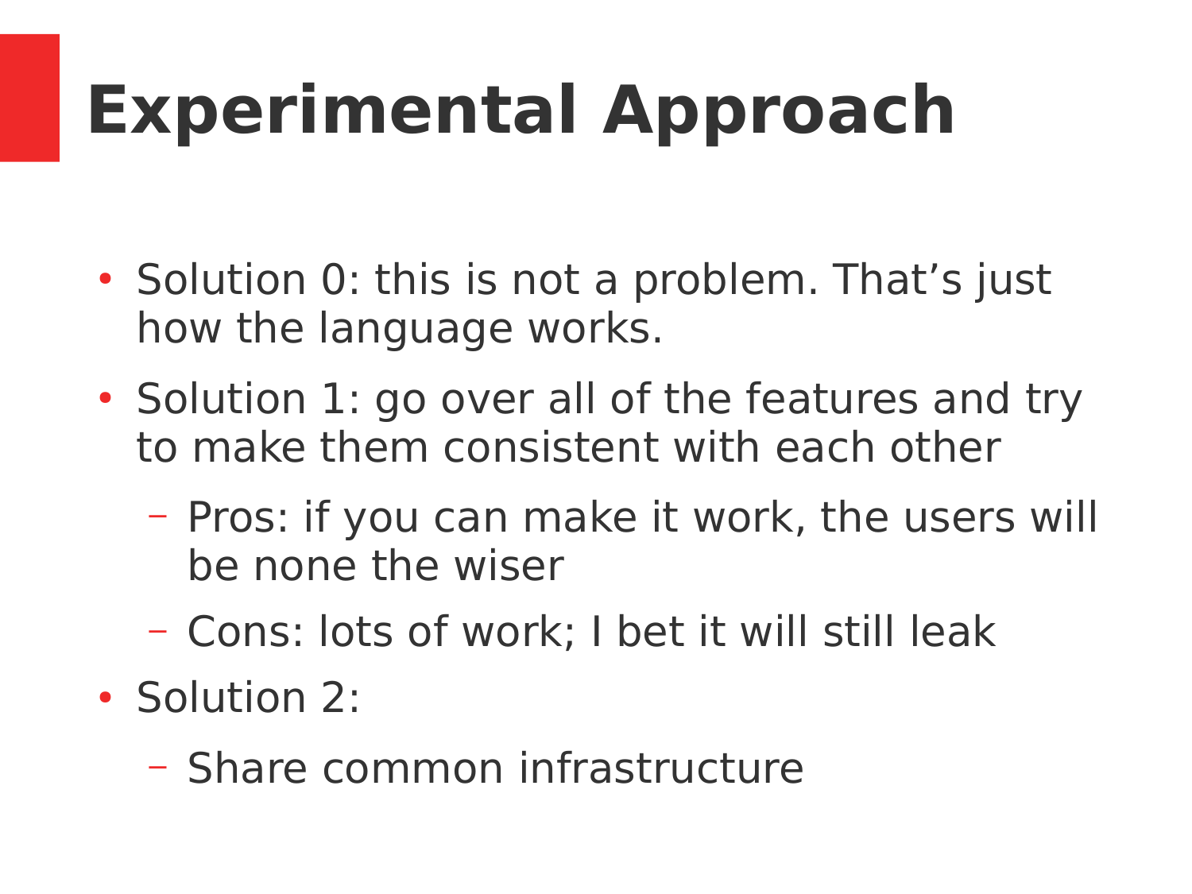# Experimental Approach

- Solution 0: this is not a problem. That’s just how the language works.
- Solution 1: go over all of the features and try to make them consistent with each other
  - Pros: if you can make it work, the users will be none the wiser
  - Cons: lots of work; I bet it will still leak
- Solution 2:
  - Share common infrastructure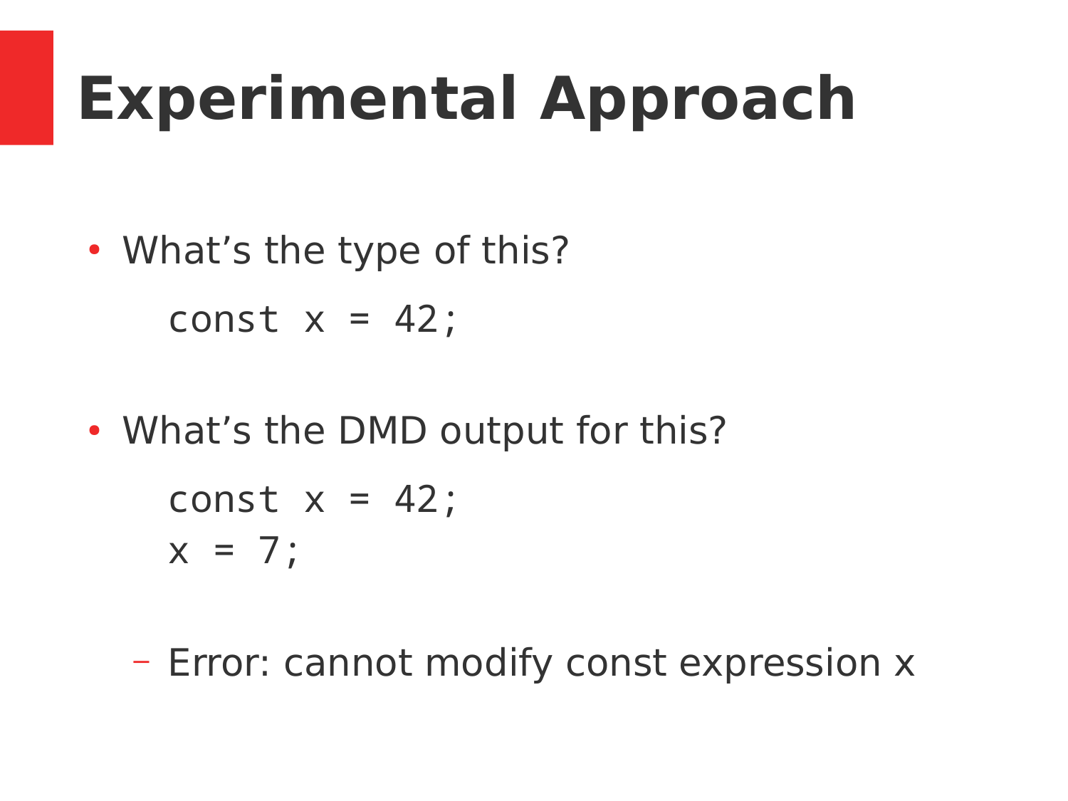# Experimental Approach

- What’s the type of this?

```
const x = 42;
```

- What’s the DMD output for this?

```
const x = 42;
x = 7;
```

  - Error: cannot modify const expression x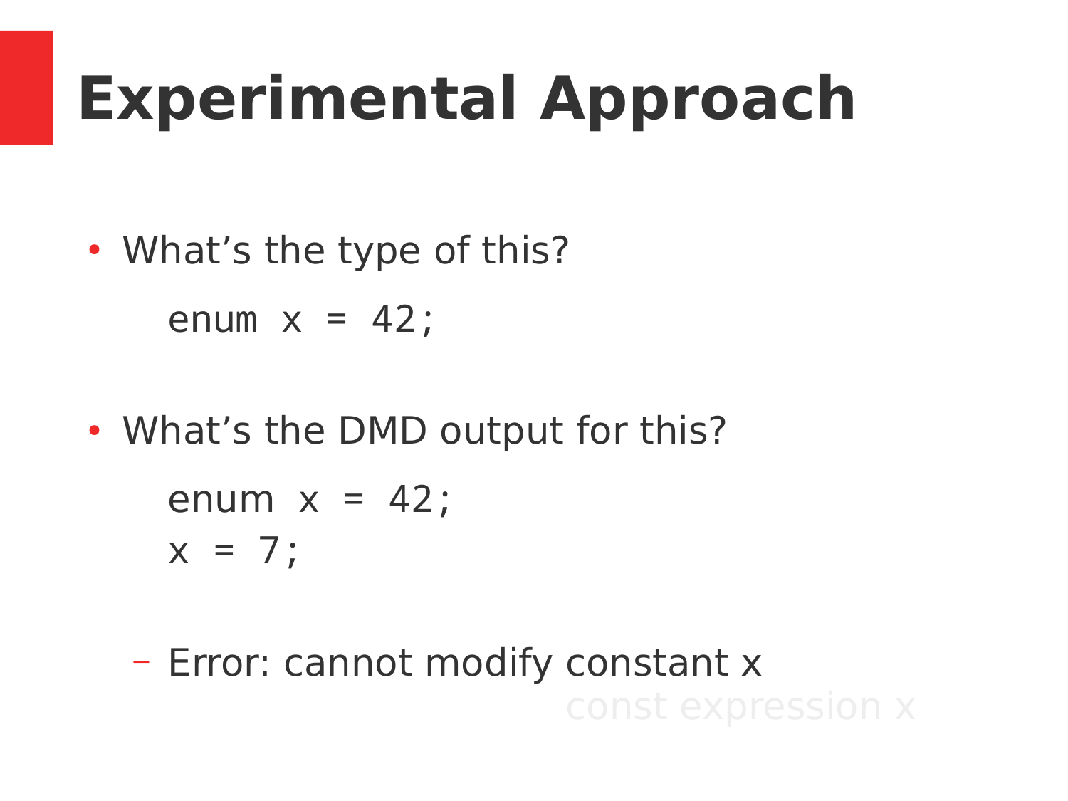# Experimental Approach

- What's the type of this?

```
enum x = 42;
```

- What's the DMD output for this?

```
enum x = 42;
x = 7;
```

  - Error: cannot modify constant x

const expression x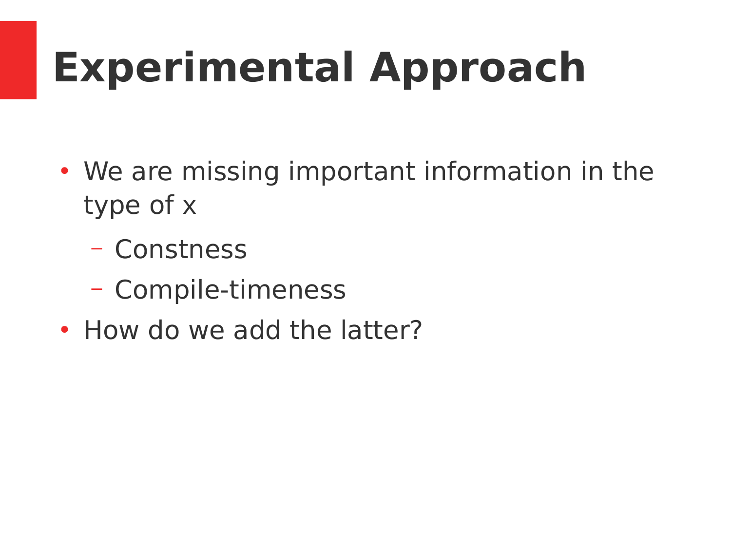# Experimental Approach

- We are missing important information in the type of x
  - Constness
  - Compile-timeness
- How do we add the latter?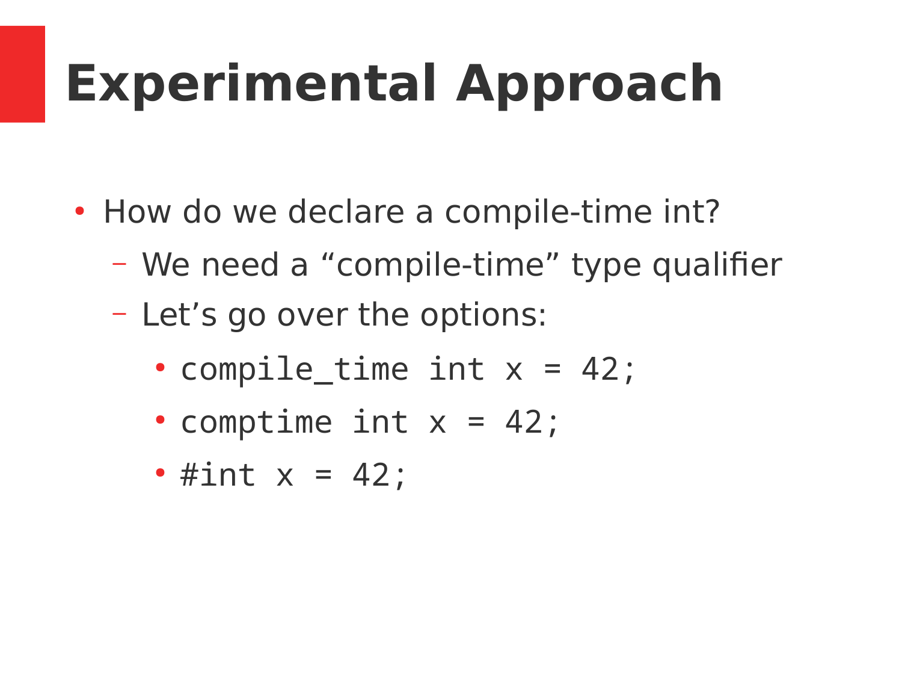# Experimental Approach

- How do we declare a compile-time int?
  - We need a “compile-time” type qualifier
  - Let’s go over the options:
    - `compile_time int x = 42;`
    - `comptime int x = 42;`
    - `#int x = 42;`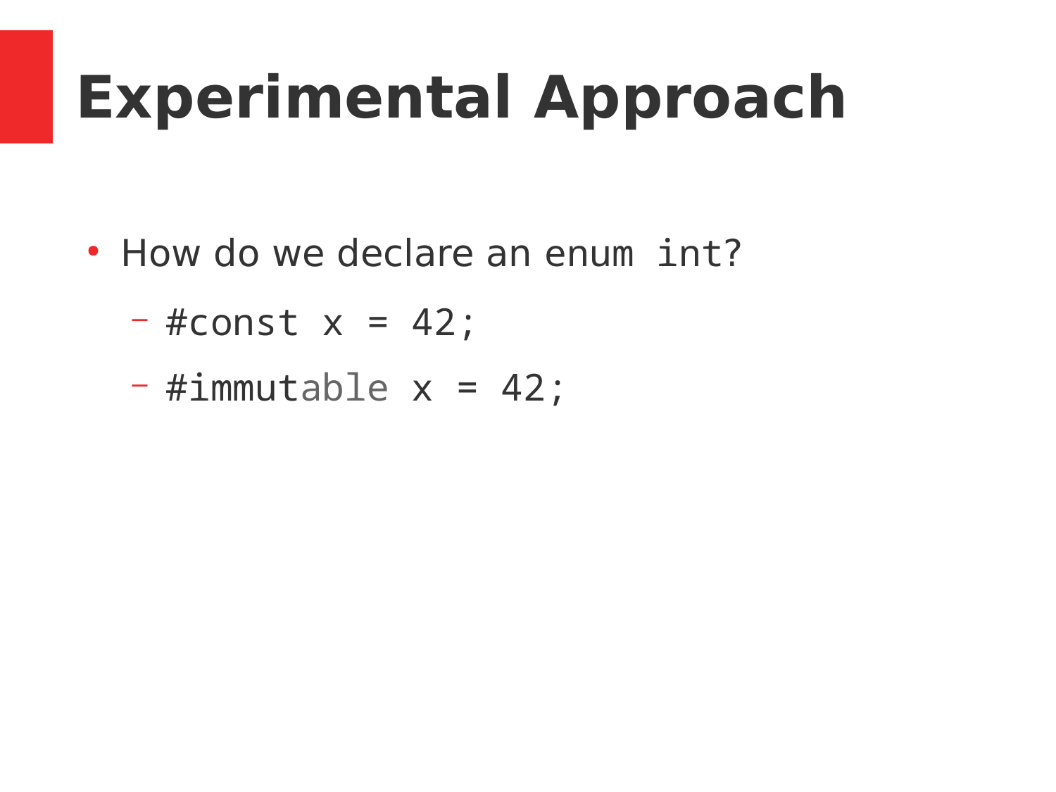# Experimental Approach

- How do we declare an `enum int`?
  - `#const x = 42;`
  - `#immutable x = 42;`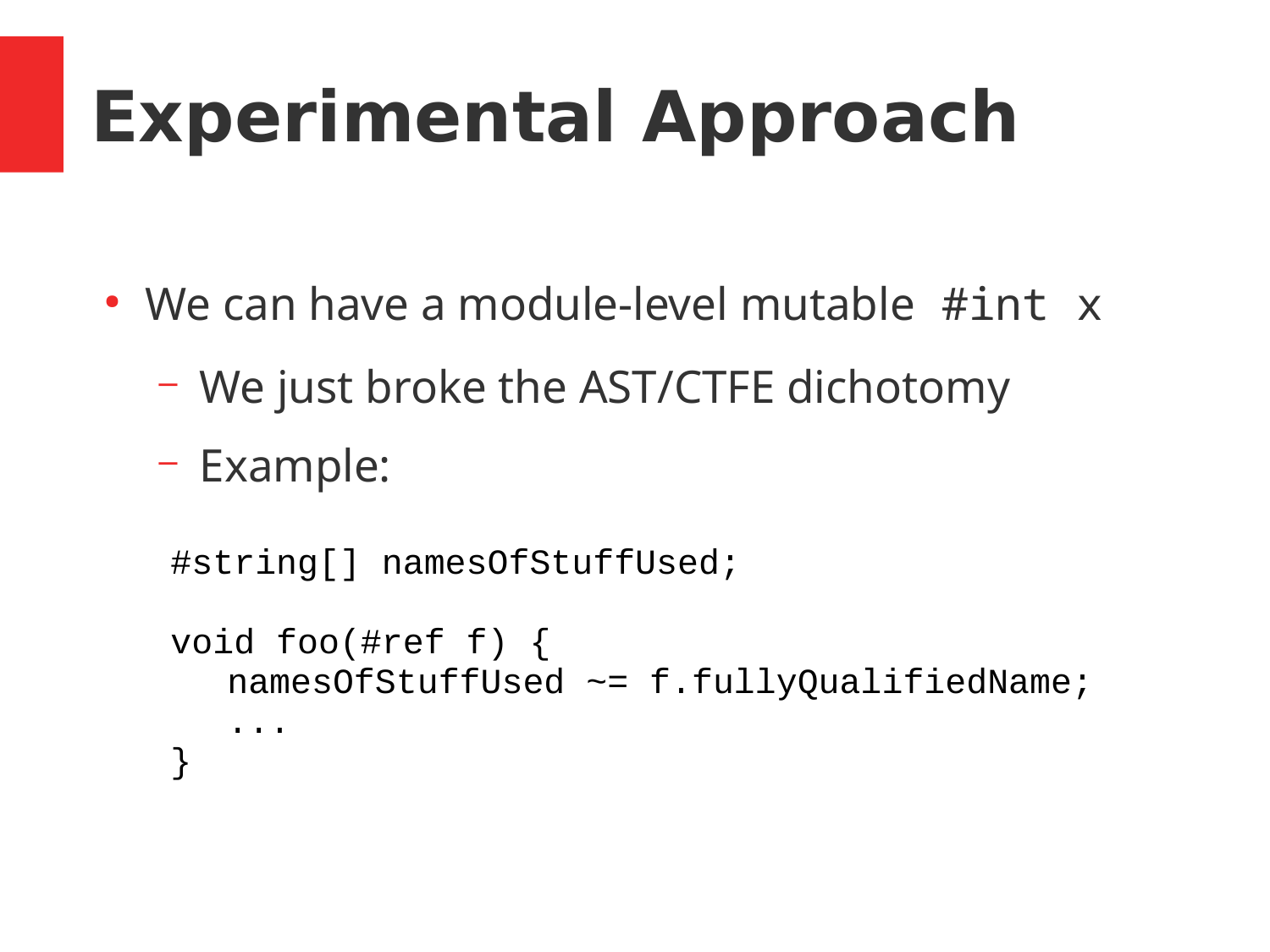# Experimental Approach

- We can have a module-level mutable `#int x`
  - We just broke the AST/CTFE dichotomy
  - Example:

```
#string[] namesOfStuffUsed;

void foo(#ref f) {
   namesOfStuffUsed ~= f.fullyQualifiedName;
   ...
}
```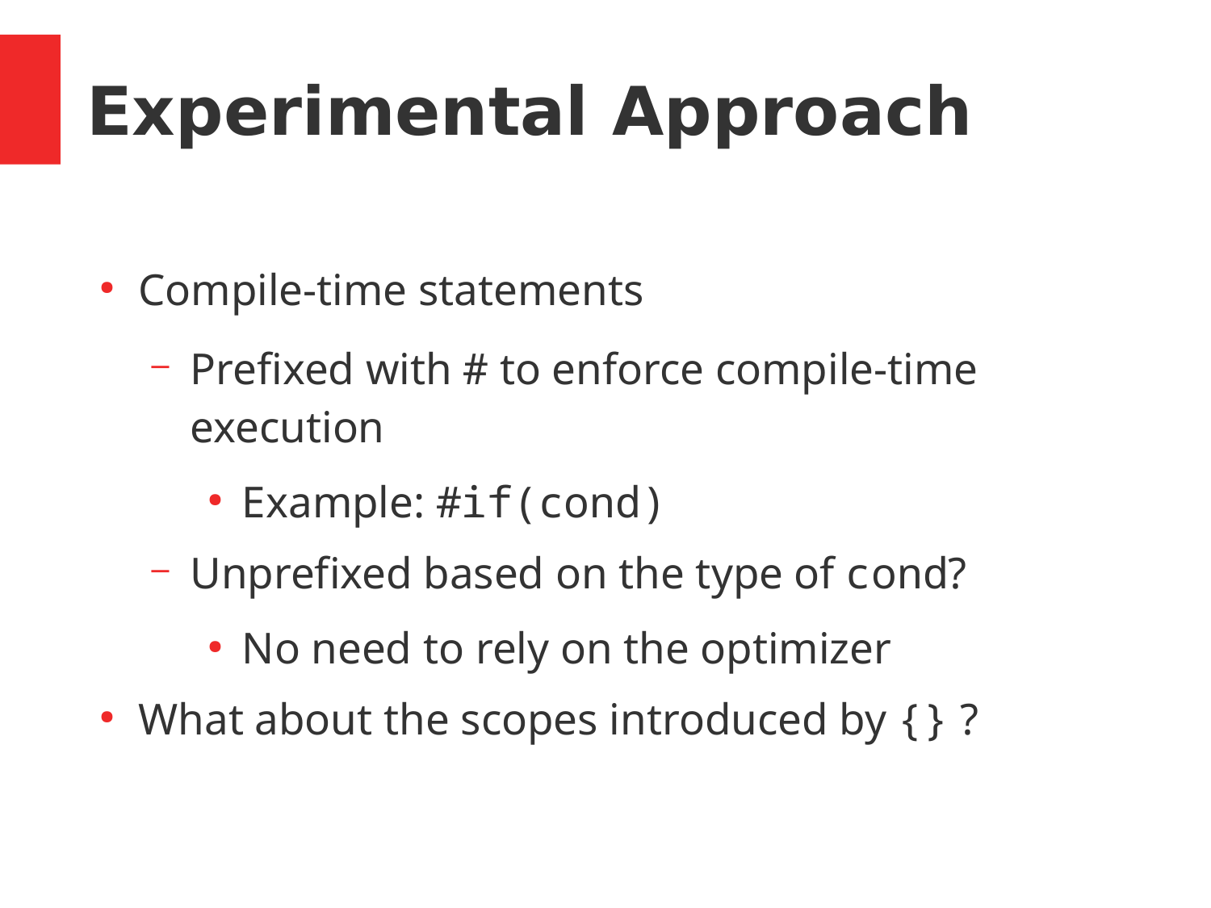# Experimental Approach

- Compile-time statements
  - Prefixed with # to enforce compile-time execution
    - Example: `#if(cond)`
  - Unprefixed based on the type of `cond`?
    - No need to rely on the optimizer
- What about the scopes introduced by `{}` ?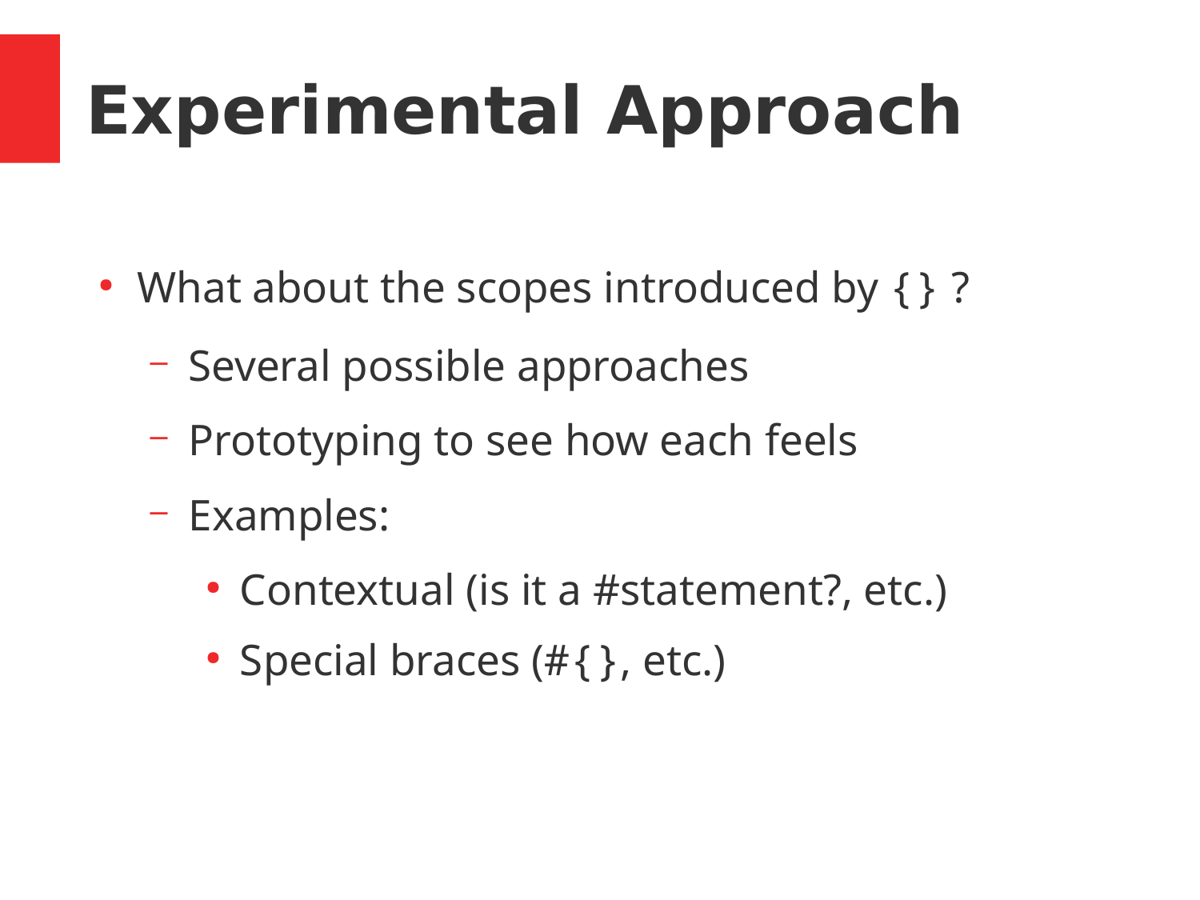# Experimental Approach

- What about the scopes introduced by { } ?
  - Several possible approaches
  - Prototyping to see how each feels
  - Examples:
    - Contextual (is it a #statement?, etc.)
    - Special braces (#{ }, etc.)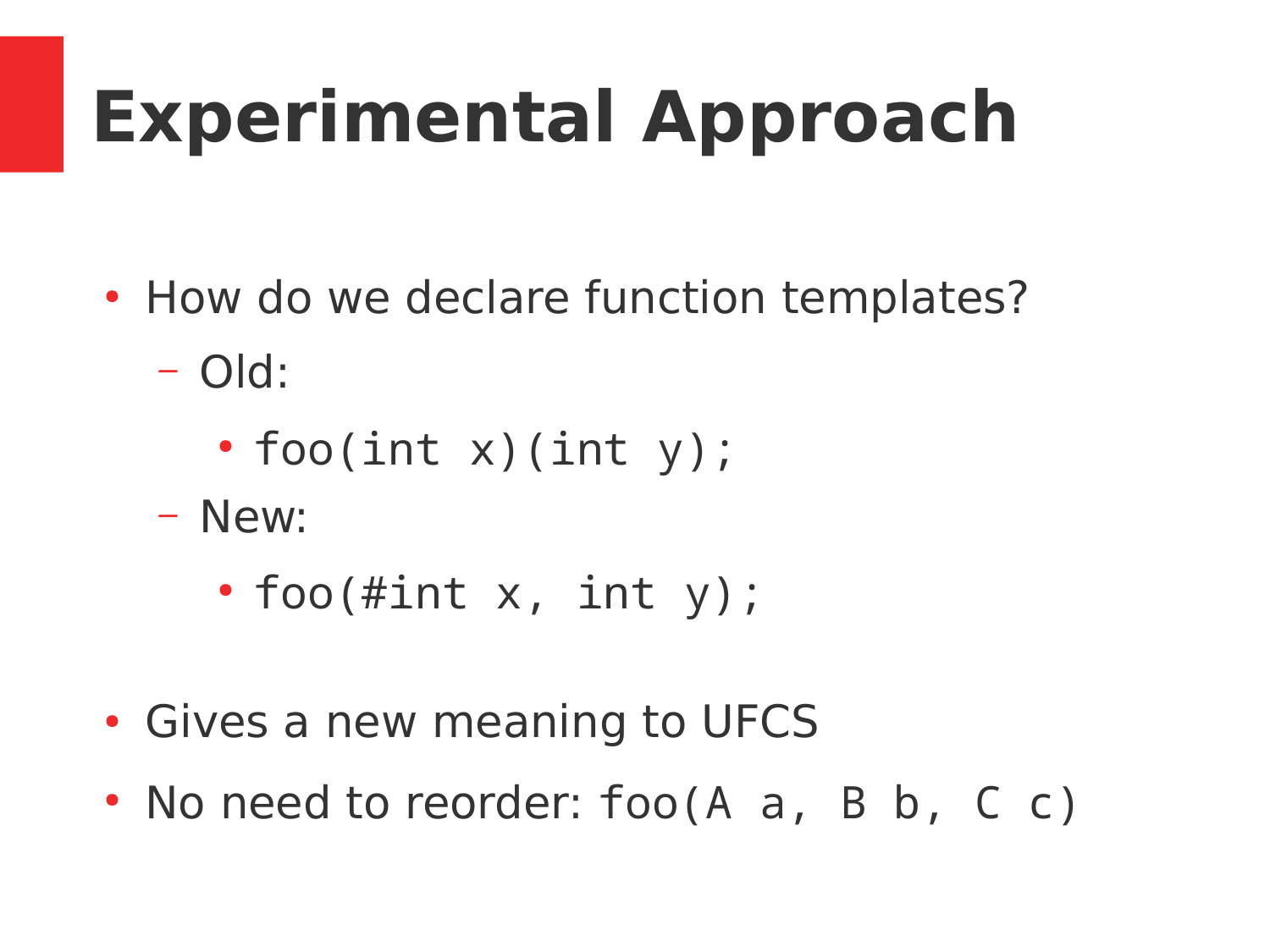# Experimental Approach

- How do we declare function templates?
  - Old:
    - `foo(int x)(int y);`
  - New:
    - `foo(#int x, int y);`

- Gives a new meaning to UFCS
- No need to reorder: `foo(A a, B b, C c)`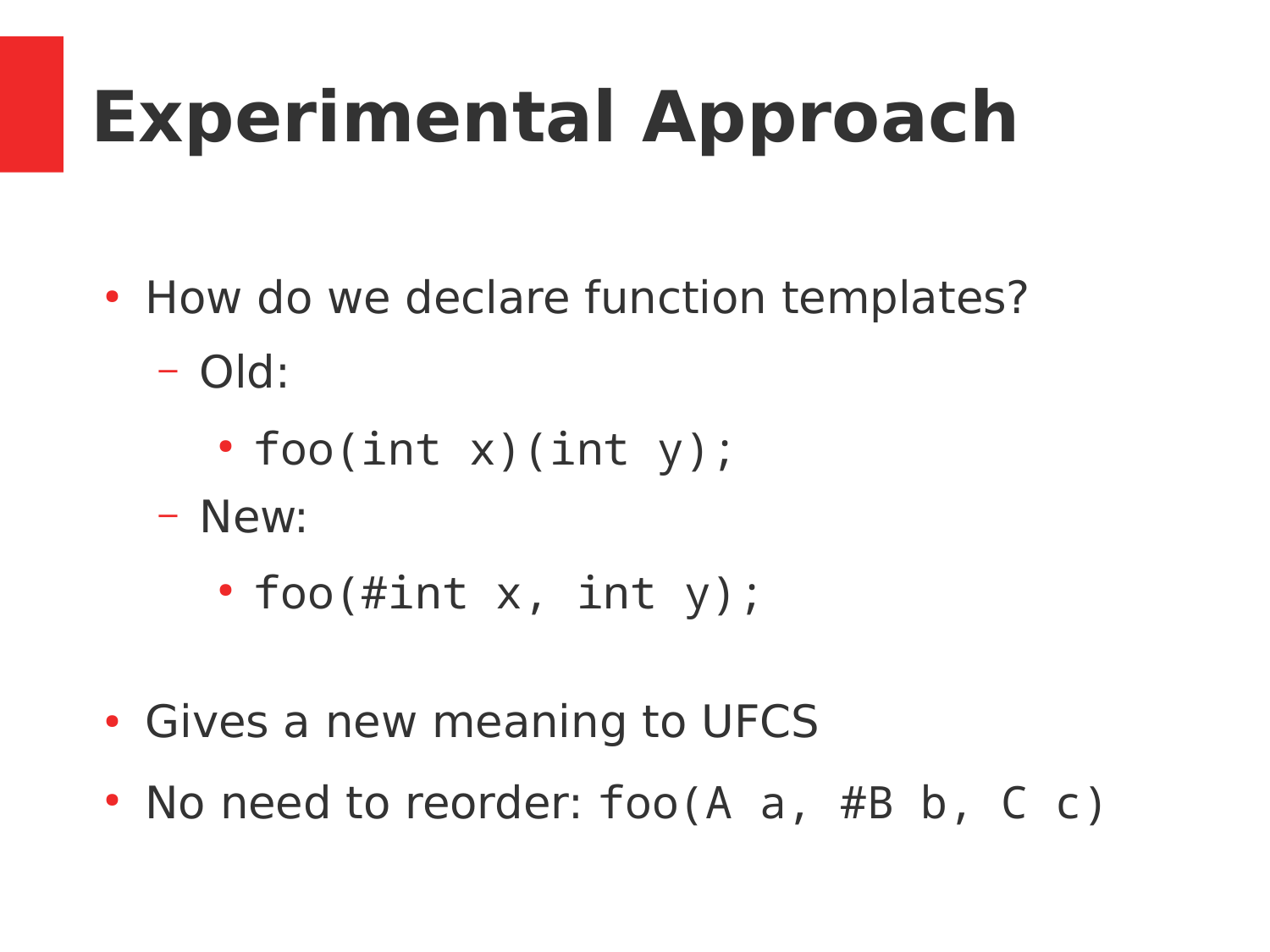# Experimental Approach

- How do we declare function templates?
  - Old:
    - `foo(int x)(int y);`
  - New:
    - `foo(#int x, int y);`

- Gives a new meaning to UFCS
- No need to reorder: `foo(A a, #B b, C c)`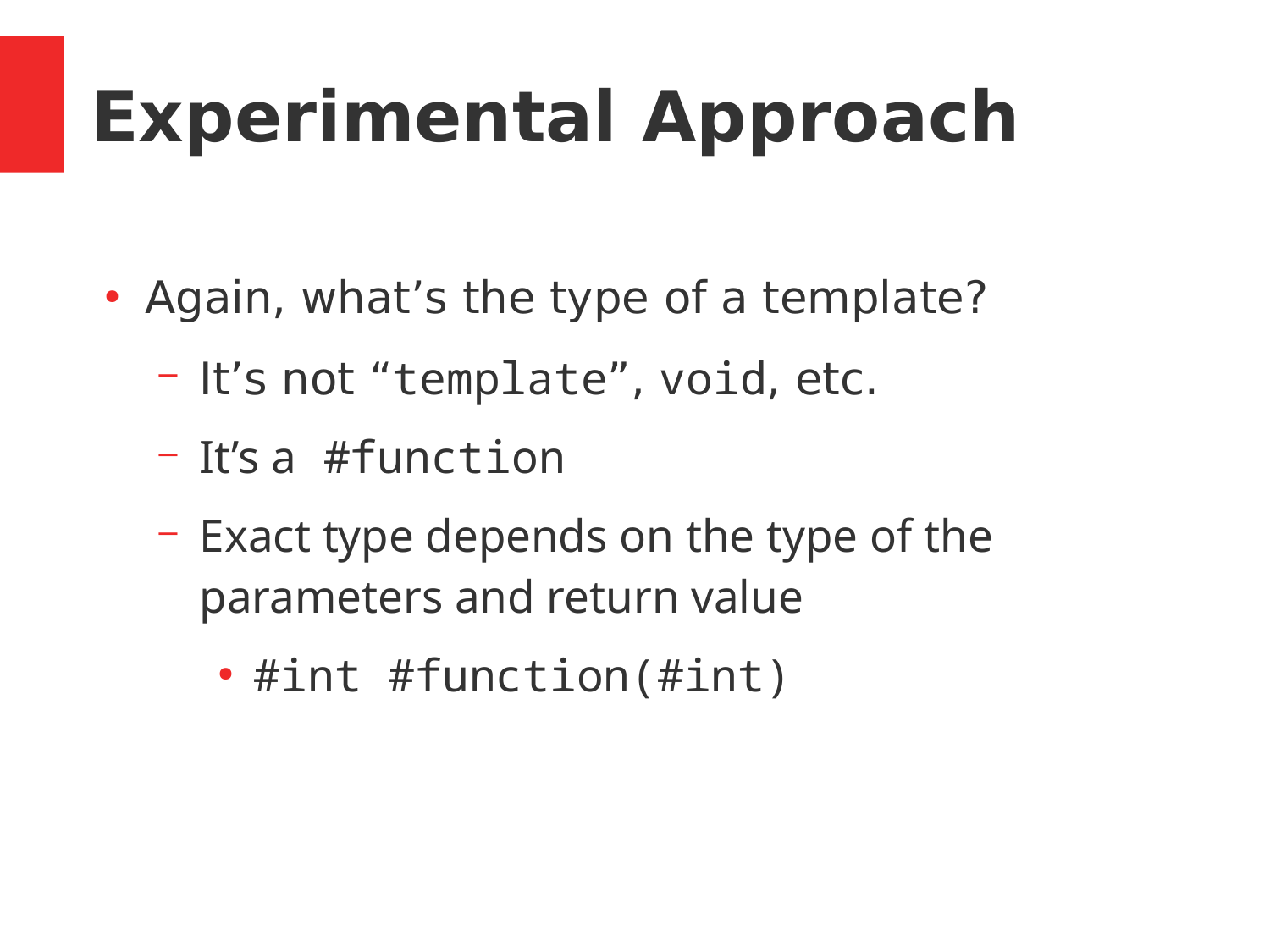# Experimental Approach

- Again, what's the type of a template?
  - It's not "`template`", `void`, etc.
  - It's a `#function`
  - Exact type depends on the type of the parameters and return value
    - `#int #function(#int)`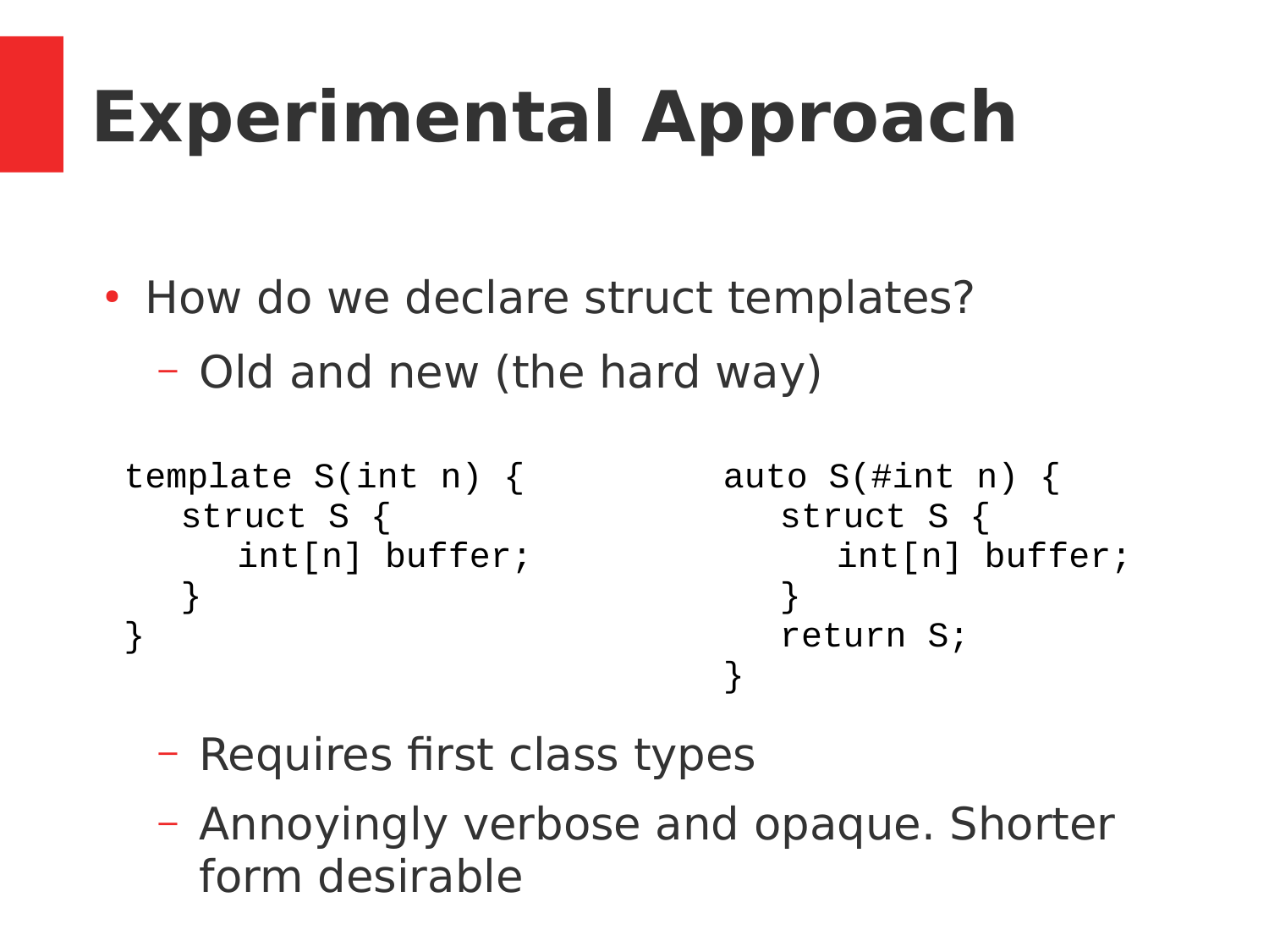# Experimental Approach

- How do we declare struct templates?
  - Old and new (the hard way)

```
template S(int n) {
   struct S {
      int[n] buffer;
   }
}
```

```
auto S(#int n) {
   struct S {
      int[n] buffer;
   }
   return S;
}
```

  - Requires first class types
  - Annoyingly verbose and opaque. Shorter form desirable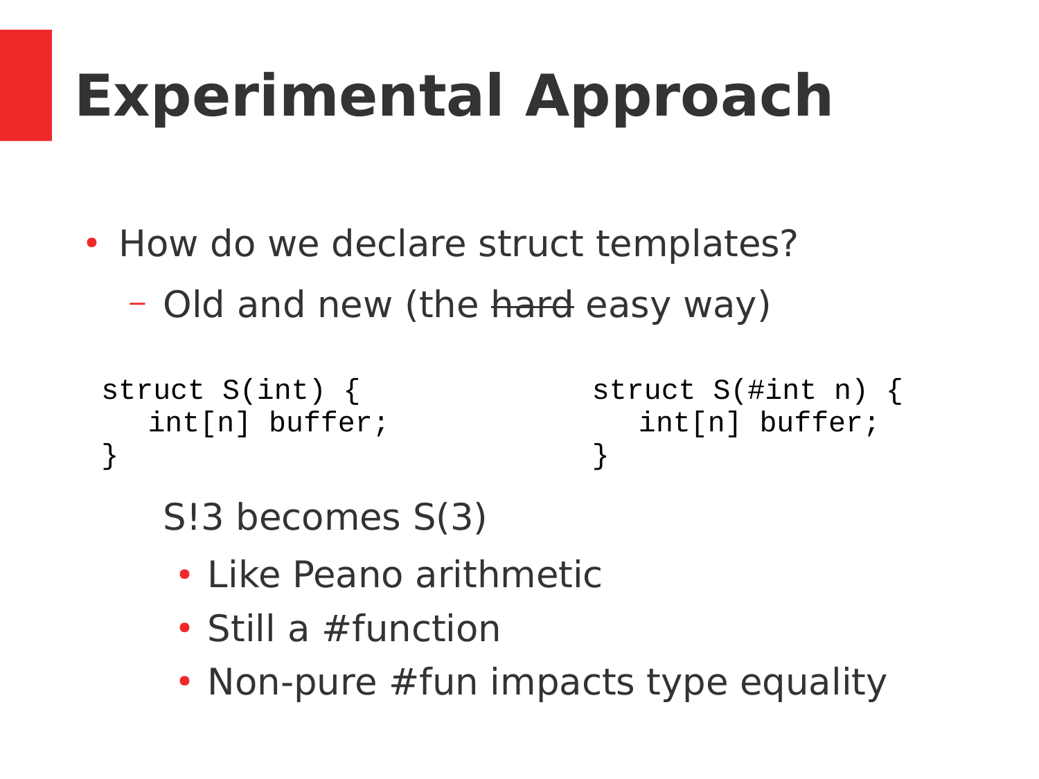# Experimental Approach

- How do we declare struct templates?
  - Old and new (the ~~hard~~ easy way)

```
struct S(int) {
  int[n] buffer;
}
```

```
struct S(#int n) {
  int[n] buffer;
}
```

S!3 becomes S(3)

- Like Peano arithmetic
- Still a #function
- Non-pure #fun impacts type equality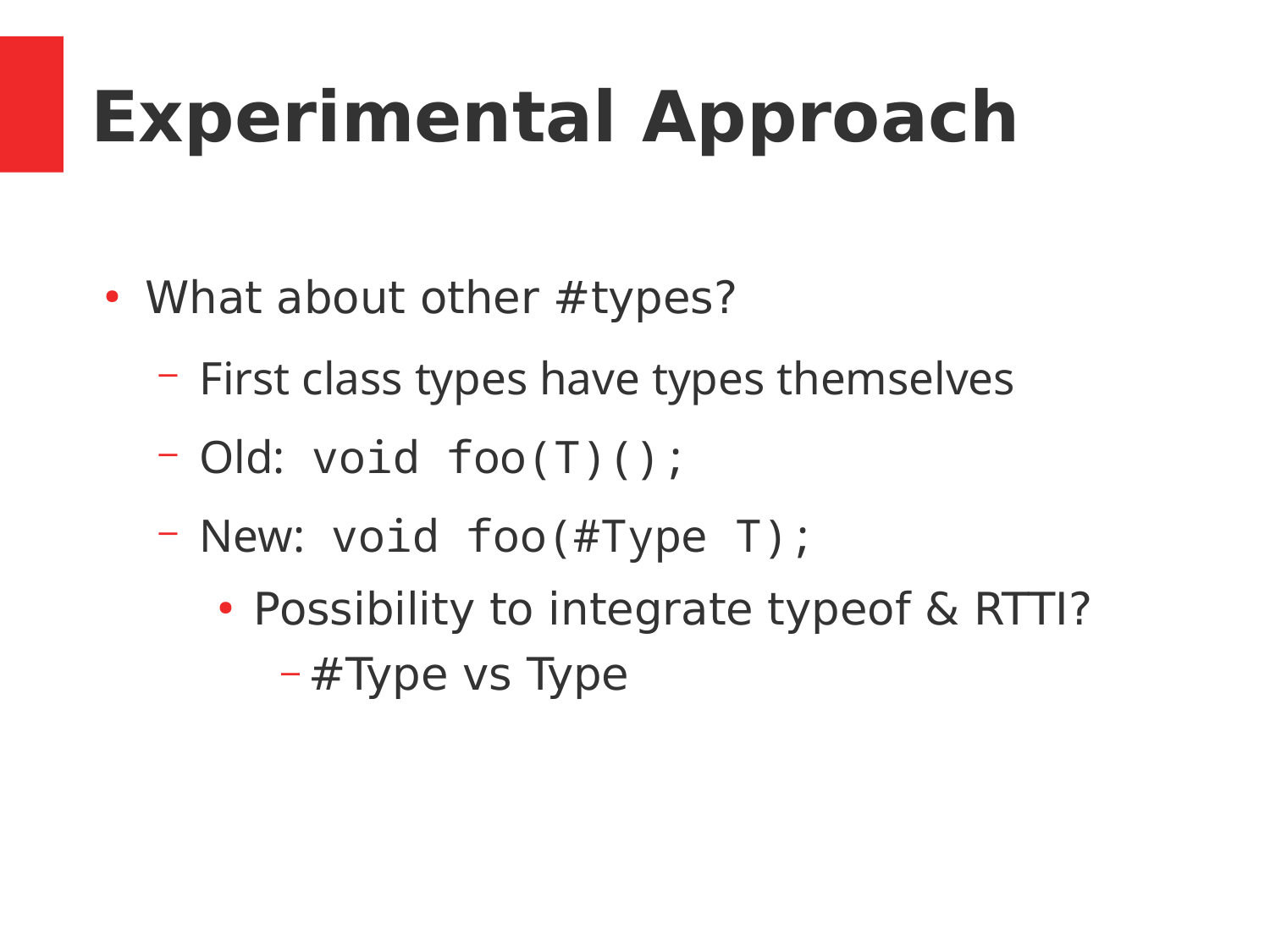# Experimental Approach

- What about other #types?
  - First class types have types themselves
  - Old: `void foo(T)();`
  - New: `void foo(#Type T);`
    - Possibility to integrate typeof & RTTI?
      - #Type vs Type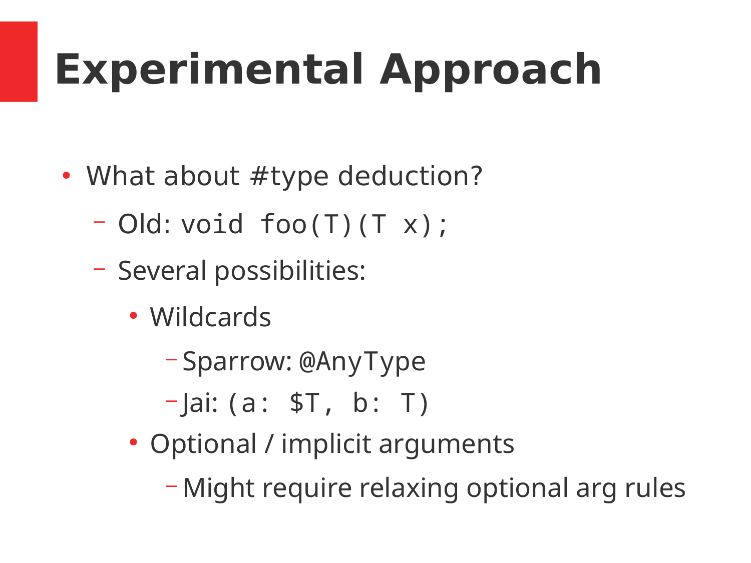# Experimental Approach

- What about #type deduction?
  - Old: `void foo(T)(T x);`
  - Several possibilities:
    - Wildcards
      - Sparrow: `@AnyType`
      - Jai: `(a: $T, b: T)`
    - Optional / implicit arguments
      - Might require relaxing optional arg rules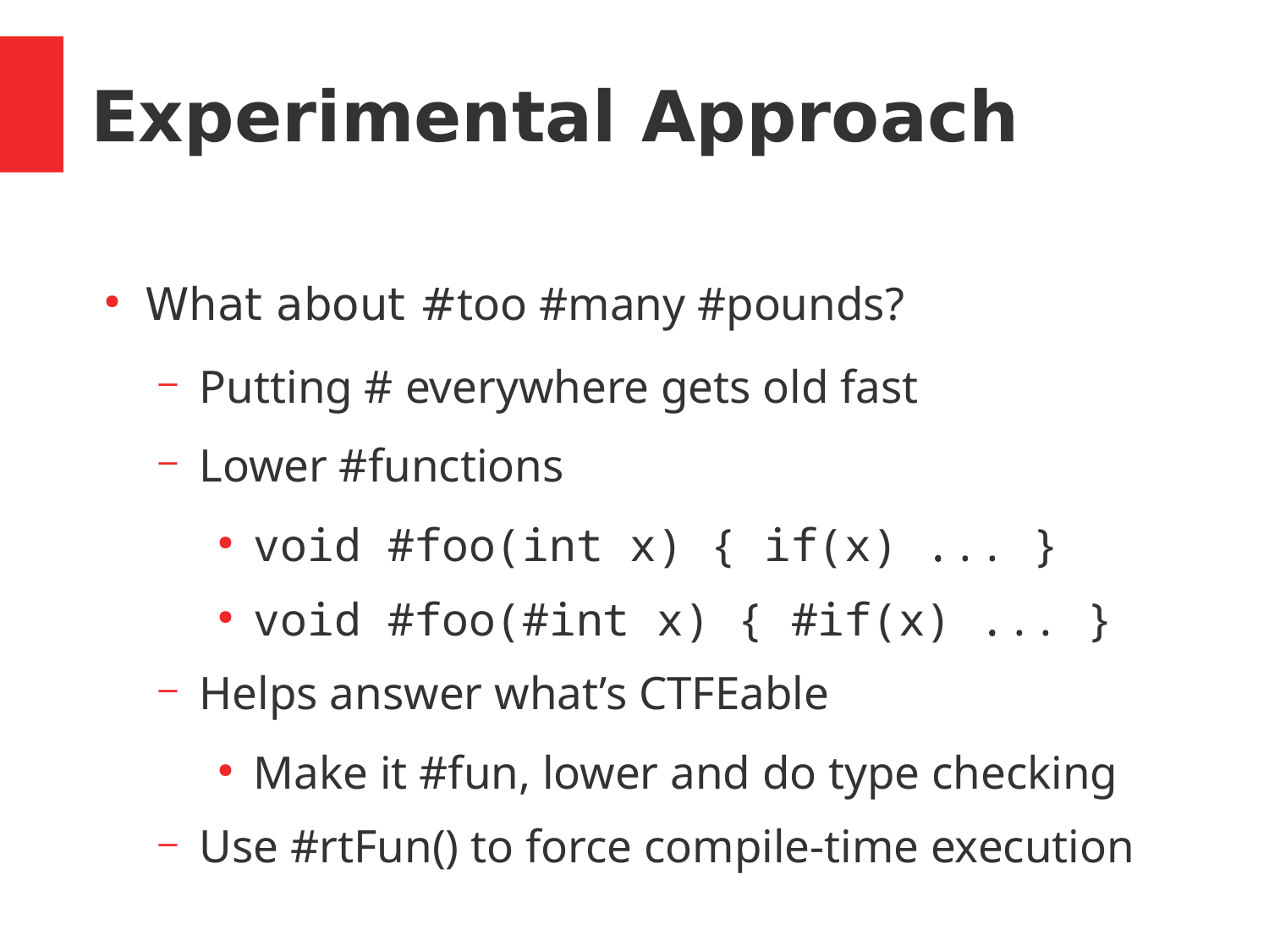# Experimental Approach

- What about #too #many #pounds?
  - Putting # everywhere gets old fast
  - Lower #functions
    - `void #foo(int x) { if(x) ... }`
    - `void #foo(#int x) { #if(x) ... }`
  - Helps answer what's CTFEable
    - Make it #fun, lower and do type checking
  - Use #rtFun() to force compile-time execution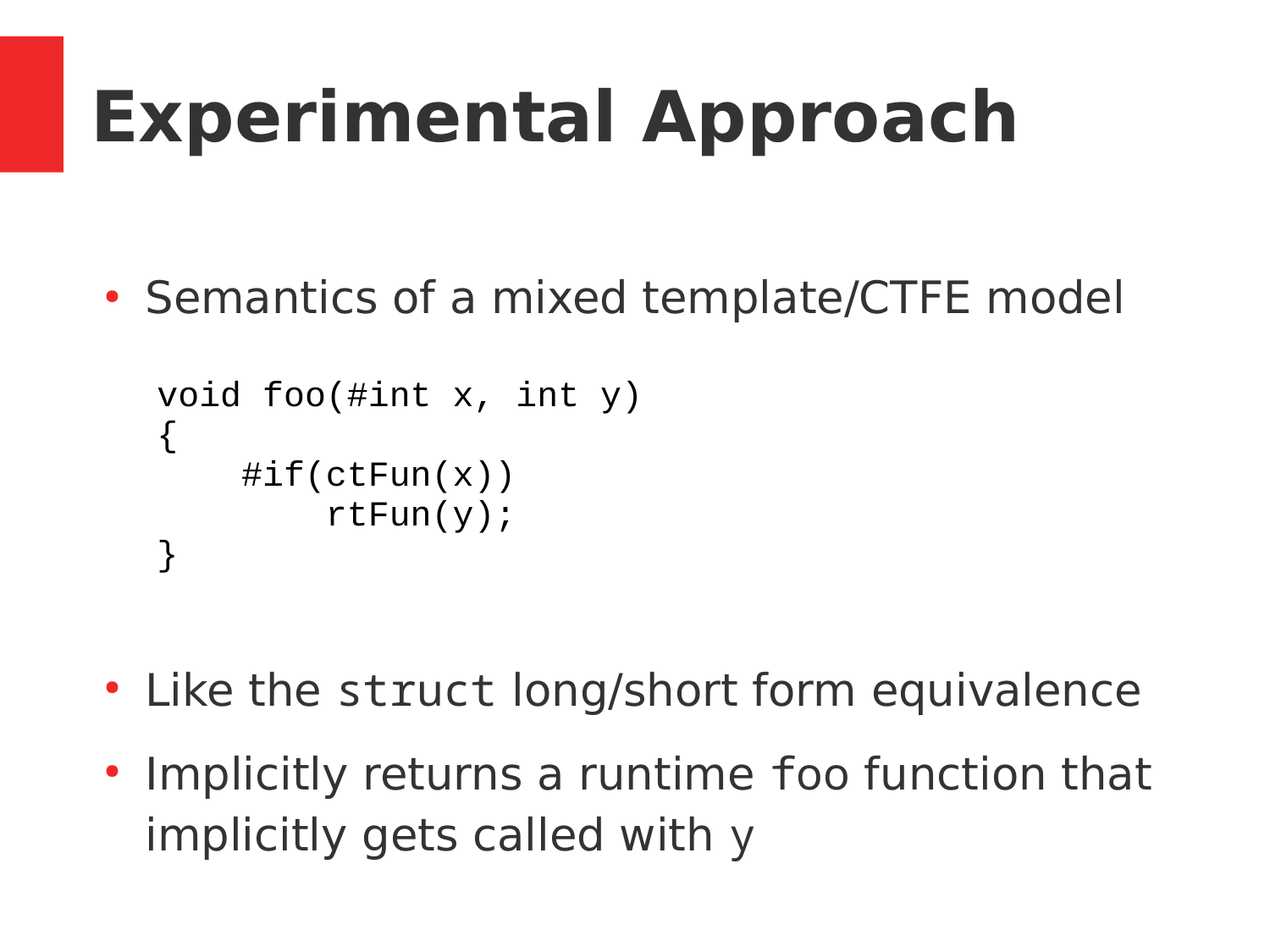# Experimental Approach

- Semantics of a mixed template/CTFE model

```
void foo(#int x, int y)
{
    #if(ctFun(x))
        rtFun(y);
}
```

- Like the `struct` long/short form equivalence
- Implicitly returns a runtime `foo` function that implicitly gets called with `y`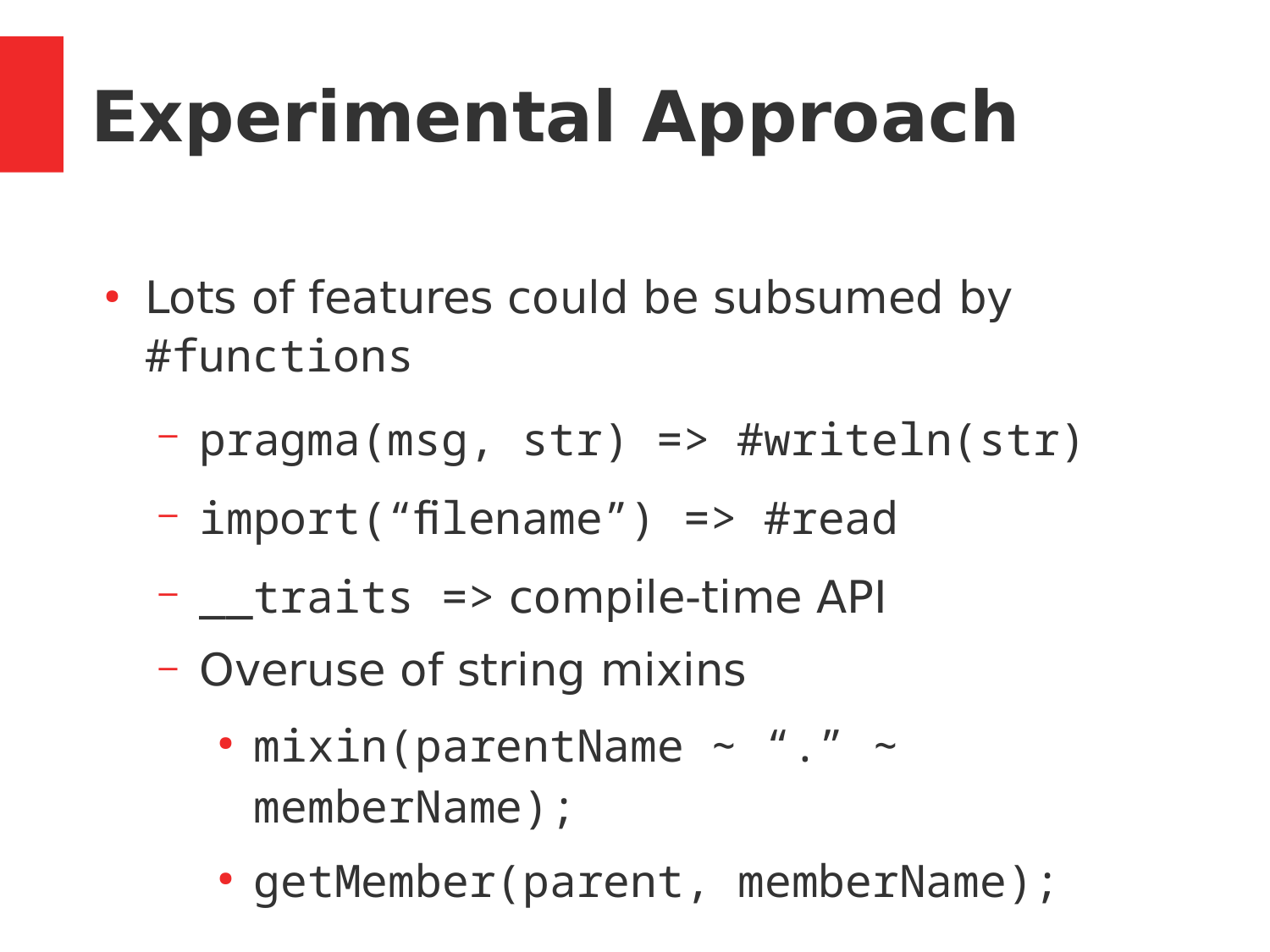# Experimental Approach

- Lots of features could be subsumed by `#functions`
  - `pragma(msg, str) => #writeln(str)`
  - `import(“filename”) => #read`
  - `__traits` => compile-time API
  - Overuse of string mixins
    - `mixin(parentName ~ “.” ~ memberName);`
    - `getMember(parent, memberName);`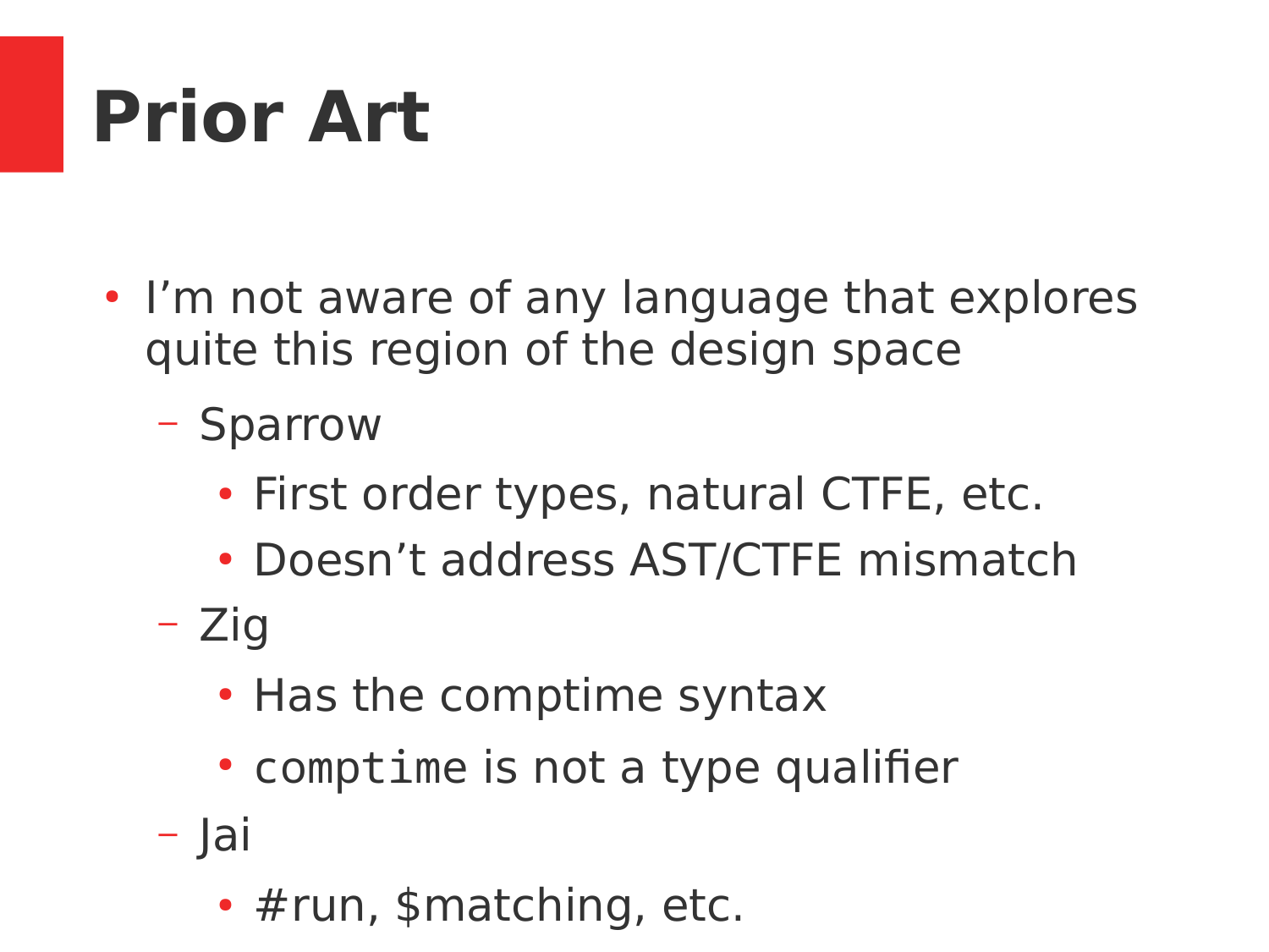# Prior Art

- I'm not aware of any language that explores quite this region of the design space
  - Sparrow
    - First order types, natural CTFE, etc.
    - Doesn't address AST/CTFE mismatch
  - Zig
    - Has the comptime syntax
    - `comptime` is not a type qualifier
  - Jai
    - #run, $matching, etc.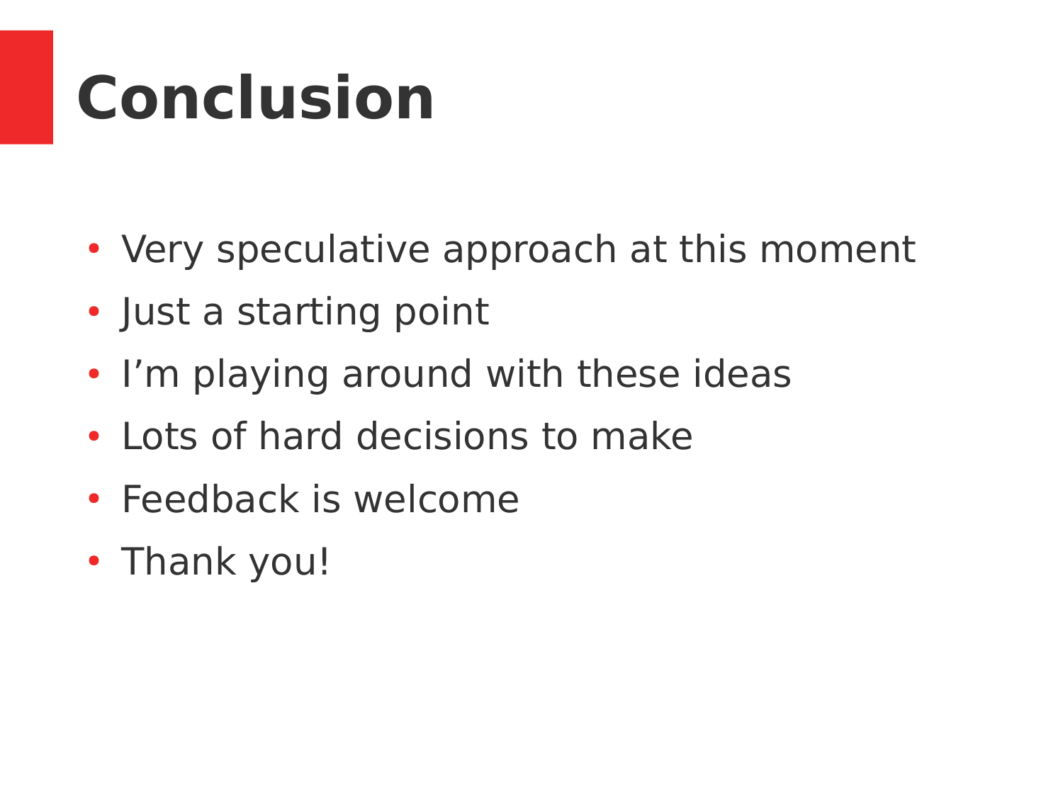# Conclusion

- Very speculative approach at this moment
- Just a starting point
- I’m playing around with these ideas
- Lots of hard decisions to make
- Feedback is welcome
- Thank you!